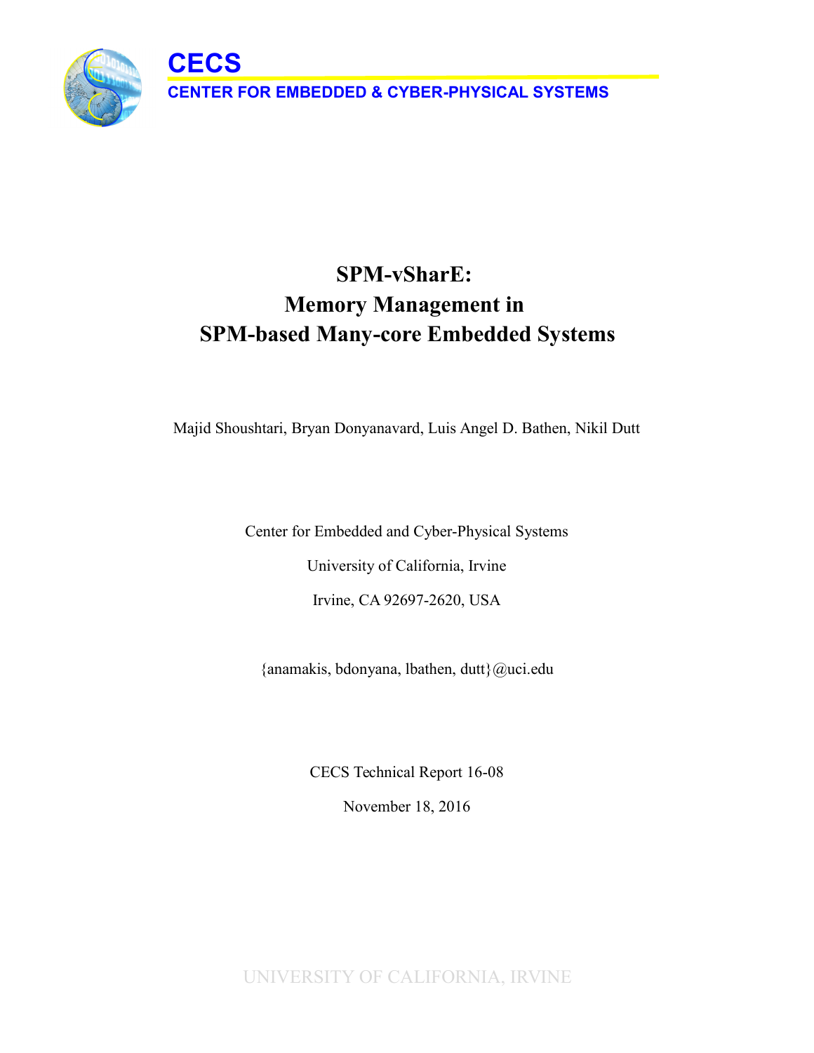**CECS**

**CENTER FOR EMBEDDED & CYBER-PHYSICAL SYSTEMS**

# SPM-vSharE: Memory Management in SPM-based Many-core Embedded Systems

Majid Shoushtari, Bryan Donyanavard, Luis Angel D. Bathen, Nikil Dutt

Center for Embedded and Cyber-Physical Systems

University of California, Irvine

Irvine, CA 92697-2620, USA

{anamakis, bdonyana, lbathen, dutt}@uci.edu

CECS Technical Report 16-08

November 18, 2016

UNIVERSITY OF CALIFORNIA, IRVINE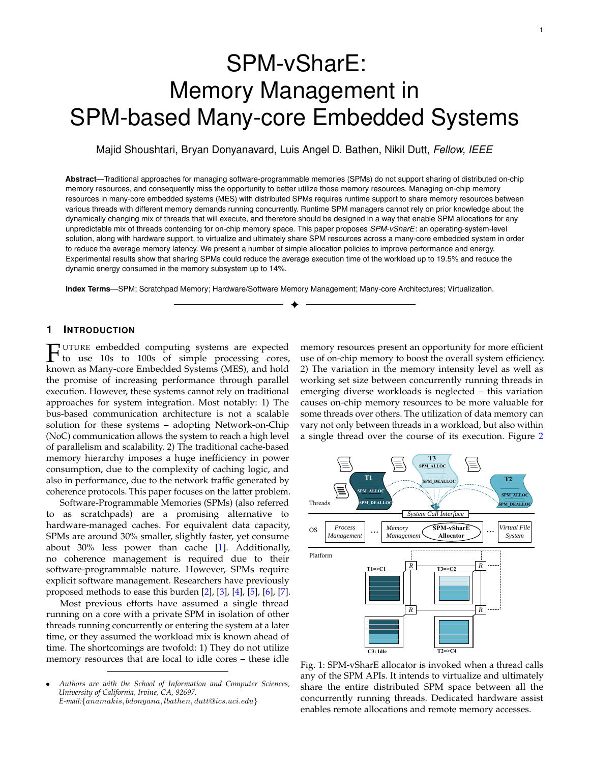# SPM-vSharE: Memory Management in SPM-based Many-core Embedded Systems

Majid Shoushtari, Bryan Donyanavard, Luis Angel D. Bathen, Nikil Dutt, *Fellow, IEEE*

**Abstract**—Traditional approaches for managing software-programmable memories (SPMs) do not support sharing of distributed on-chip memory resources, and consequently miss the opportunity to better utilize those memory resources. Managing on-chip memory resources in many-core embedded systems (MES) with distributed SPMs requires runtime support to share memory resources between various threads with different memory demands running concurrently. Runtime SPM managers cannot rely on prior knowledge about the dynamically changing mix of threads that will execute, and therefore should be designed in a way that enable SPM allocations for any unpredictable mix of threads contending for on-chip memory space. This paper proposes *SPM-vSharE*: an operating-system-level solution, along with hardware support, to virtualize and ultimately share SPM resources across a many-core embedded system in order to reduce the average memory latency. We present a number of simple allocation policies to improve performance and energy. Experimental results show that sharing SPMs could reduce the average execution time of the workload up to 19.5% and reduce the dynamic energy consumed in the memory subsystem up to 14%.

**Index Terms**—SPM; Scratchpad Memory; Hardware/Software Memory Management; Many-core Architectures; Virtualization.

## 1 Introduction

Future embedded computing systems are expected to use 10s to 100s of simple processing cores, known as Many-core Embedded Systems (MES), and hold the promise of increasing performance through parallel execution. However, these systems cannot rely on traditional approaches for system integration. Most notably: 1) The bus-based communication architecture is not a scalable solution for these systems – adopting Network-on-Chip (NoC) communication allows the system to reach a high level of parallelism and scalability. 2) The traditional cache-based memory hierarchy imposes a huge inefficiency in power consumption, due to the complexity of caching logic, and also in performance, due to the network traffic generated by coherence protocols. This paper focuses on the latter problem.

Software-Programmable Memories (SPMs) (also referred to as scratchpads) are a promising alternative to hardware-managed caches. For equivalent data capacity, SPMs are around 30% smaller, slightly faster, yet consume about 30% less power than cache [1]. Additionally, no coherence management is required due to their software-programmable nature. However, SPMs require explicit software management. Researchers have previously proposed methods to ease this burden [2], [3], [4], [5], [6], [7].

Most previous efforts have assumed a single thread running on a core with a private SPM in isolation of other threads running concurrently or entering the system at a later time, or they assumed the workload mix is known ahead of time. The shortcomings are twofold: 1) They do not utilize memory resources that are local to idle cores – these idle memory resources present an opportunity for more efficient use of on-chip memory to boost the overall system efficiency. 2) The variation in the memory intensity level as well as working set size between concurrently running threads in emerging diverse workloads is neglected – this variation causes on-chip memory resources to be more valuable for some threads over others. The utilization of data memory can vary not only between threads in a workload, but also within a single thread over the course of its execution. Figure 2

Fig. 1: SPM-vSharE allocator is invoked when a thread calls any of the SPM APIs. It intends to virtualize and ultimately share the entire distributed SPM space between all the concurrently running threads. Dedicated hardware assist enables remote allocations and remote memory accesses.

- *Authors are with the School of Information and Computer Sciences, University of California, Irvine, CA, 92697. E-mail:{anamakis, bdonyana, lbathen, dutt@ics.uci.edu}*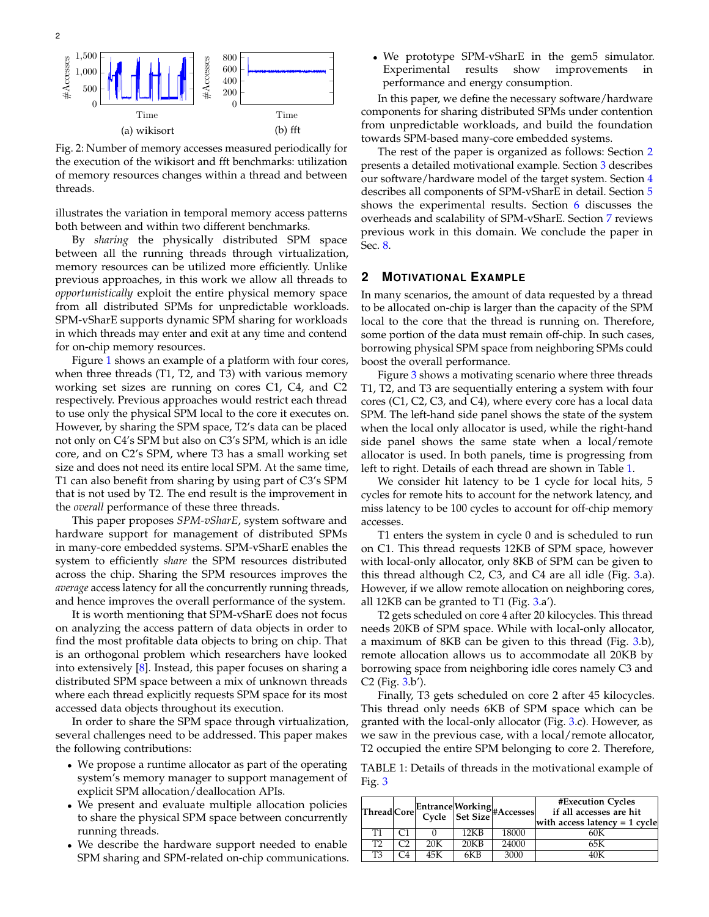Fig. 2: Number of memory accesses measured periodically for the execution of the wikisort and fft benchmarks: utilization of memory resources changes within a thread and between threads.

illustrates the variation in temporal memory access patterns both between and within two different benchmarks.

By *sharing* the physically distributed SPM space between all the running threads through virtualization, memory resources can be utilized more efficiently. Unlike previous approaches, in this work we allow all threads to *opportunistically* exploit the entire physical memory space from all distributed SPMs for unpredictable workloads. SPM-vSharE supports dynamic SPM sharing for workloads in which threads may enter and exit at any time and contend for on-chip memory resources.

Figure 1 shows an example of a platform with four cores, when three threads (T1, T2, and T3) with various memory working set sizes are running on cores C1, C4, and C2 respectively. Previous approaches would restrict each thread to use only the physical SPM local to the core it executes on. However, by sharing the SPM space, T2's data can be placed not only on C4's SPM but also on C3's SPM, which is an idle core, and on C2's SPM, where T3 has a small working set size and does not need its entire local SPM. At the same time, T1 can also benefit from sharing by using part of C3's SPM that is not used by T2. The end result is the improvement in the *overall* performance of these three threads.

This paper proposes *SPM-vSharE*, system software and hardware support for management of distributed SPMs in many-core embedded systems. SPM-vSharE enables the system to efficiently *share* the SPM resources distributed across the chip. Sharing the SPM resources improves the *average* access latency for all the concurrently running threads, and hence improves the overall performance of the system.

It is worth mentioning that SPM-vSharE does not focus on analyzing the access pattern of data objects in order to find the most profitable data objects to bring on chip. That is an orthogonal problem which researchers have looked into extensively [8]. Instead, this paper focuses on sharing a distributed SPM space between a mix of unknown threads where each thread explicitly requests SPM space for its most accessed data objects throughout its execution.

In order to share the SPM space through virtualization, several challenges need to be addressed. This paper makes the following contributions:

- We propose a runtime allocator as part of the operating system's memory manager to support management of explicit SPM allocation/deallocation APIs.
- We present and evaluate multiple allocation policies to share the physical SPM space between concurrently running threads.
- We describe the hardware support needed to enable SPM sharing and SPM-related on-chip communications.
- We prototype SPM-vSharE in the gem5 simulator. Experimental results show improvements in performance and energy consumption.

In this paper, we define the necessary software/hardware components for sharing distributed SPMs under contention from unpredictable workloads, and build the foundation towards SPM-based many-core embedded systems.

The rest of the paper is organized as follows: Section 2 presents a detailed motivational example. Section 3 describes our software/hardware model of the target system. Section 4 describes all components of SPM-vSharE in detail. Section 5 shows the experimental results. Section 6 discusses the overheads and scalability of SPM-vSharE. Section 7 reviews previous work in this domain. We conclude the paper in Sec. 8.

## 2 Motivational Example

In many scenarios, the amount of data requested by a thread to be allocated on-chip is larger than the capacity of the SPM local to the core that the thread is running on. Therefore, some portion of the data must remain off-chip. In such cases, borrowing physical SPM space from neighboring SPMs could boost the overall performance.

Figure 3 shows a motivating scenario where three threads T1, T2, and T3 are sequentially entering a system with four cores (C1, C2, C3, and C4), where every core has a local data SPM. The left-hand side panel shows the state of the system when the local only allocator is used, while the right-hand side panel shows the same state when a local/remote allocator is used. In both panels, time is progressing from left to right. Details of each thread are shown in Table 1.

We consider hit latency to be 1 cycle for local hits, 5 cycles for remote hits to account for the network latency, and miss latency to be 100 cycles to account for off-chip memory accesses.

T1 enters the system in cycle 0 and is scheduled to run on C1. This thread requests 12KB of SPM space, however with local-only allocator, only 8KB of SPM can be given to this thread although C2, C3, and C4 are all idle (Fig. 3.a). However, if we allow remote allocation on neighboring cores, all 12KB can be granted to T1 (Fig. 3.a').

T2 gets scheduled on core 4 after 20 kilocycles. This thread needs 20KB of SPM space. While with local-only allocator, a maximum of 8KB can be given to this thread (Fig. 3.b), remote allocation allows us to accommodate all 20KB by borrowing space from neighboring idle cores namely C3 and C2 (Fig. 3.b').

Finally, T3 gets scheduled on core 2 after 45 kilocycles. This thread only needs 6KB of SPM space which can be granted with the local-only allocator (Fig. 3.c). However, as we saw in the previous case, with a local/remote allocator, T2 occupied the entire SPM belonging to core 2. Therefore,

TABLE 1: Details of threads in the motivational example of Fig. 3

| Thread | Core | Entrance Cycle | Working Set Size | #Accesses | #Execution Cycles if all accesses are hit with access latency = 1 cycle |
|---|---|---|---|---|---|
| T1 | C1 | 0 | 12KB | 18000 | 60K |
| T2 | C2 | 20K | 20KB | 24000 | 65K |
| T3 | C4 | 45K | 6KB | 3000 | 40K |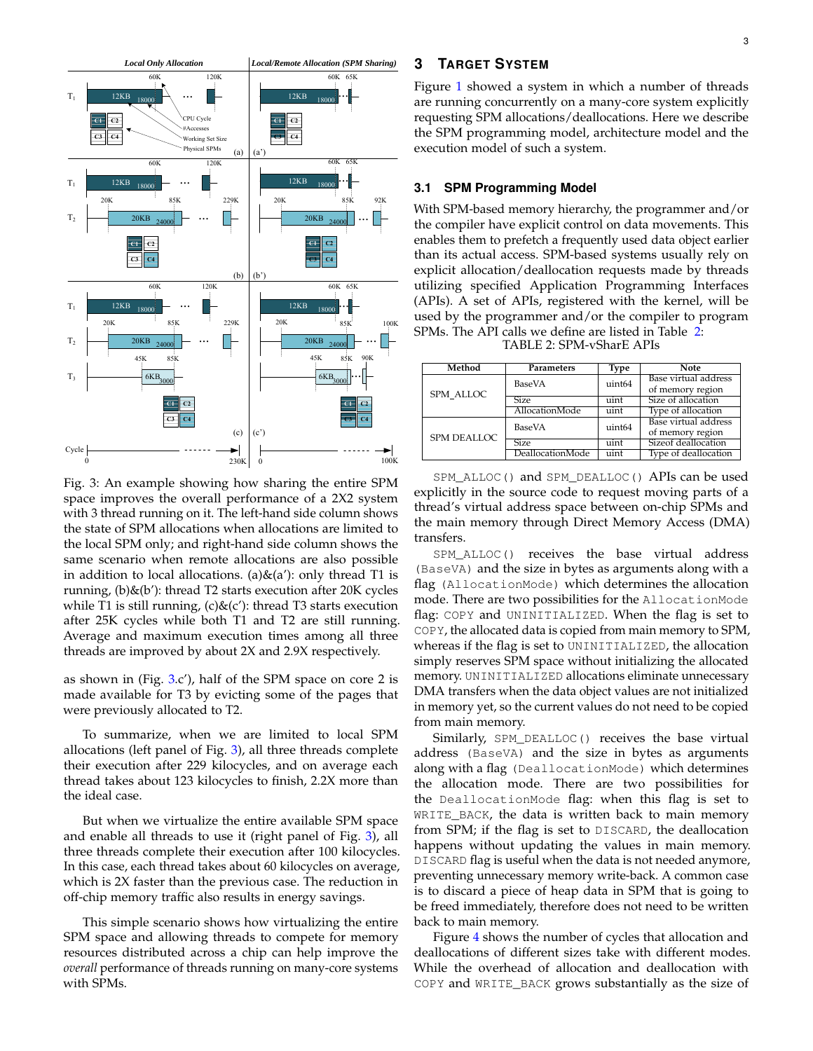Fig. 3: An example showing how sharing the entire SPM space improves the overall performance of a 2X2 system with 3 thread running on it. The left-hand side column shows the state of SPM allocations when allocations are limited to the local SPM only; and right-hand side column shows the same scenario when remote allocations are also possible in addition to local allocations. (a)&(a'): only thread T1 is running, (b)&(b'): thread T2 starts execution after 20K cycles while T1 is still running, (c)&(c'): thread T3 starts execution after 25K cycles while both T1 and T2 are still running. Average and maximum execution times among all three threads are improved by about 2X and 2.9X respectively.

as shown in (Fig. 3.c'), half of the SPM space on core 2 is made available for T3 by evicting some of the pages that were previously allocated to T2.

To summarize, when we are limited to local SPM allocations (left panel of Fig. 3), all three threads complete their execution after 229 kilocycles, and on average each thread takes about 123 kilocycles to finish, 2.2X more than the ideal case.

But when we virtualize the entire available SPM space and enable all threads to use it (right panel of Fig. 3), all three threads complete their execution after 100 kilocycles. In this case, each thread takes about 60 kilocycles on average, which is 2X faster than the previous case. The reduction in off-chip memory traffic also results in energy savings.

This simple scenario shows how virtualizing the entire SPM space and allowing threads to compete for memory resources distributed across a chip can help improve the *overall* performance of threads running on many-core systems with SPMs.

# 3 Target System

Figure 1 showed a system in which a number of threads are running concurrently on a many-core system explicitly requesting SPM allocations/deallocations. Here we describe the SPM programming model, architecture model and the execution model of such a system.

## 3.1 SPM Programming Model

With SPM-based memory hierarchy, the programmer and/or the compiler have explicit control on data movements. This enables them to prefetch a frequently used data object earlier than its actual access. SPM-based systems usually rely on explicit allocation/deallocation requests made by threads utilizing specified Application Programming Interfaces (APIs). A set of APIs, registered with the kernel, will be used by the programmer and/or the compiler to program SPMs. The API calls we define are listed in Table 2:

TABLE 2: SPM-vSharE APIs

| Method | Parameters | Type | Note |
|---|---|---|---|
| SPM_ALLOC | BaseVA | uint64 | Base virtual address of memory region |
| | Size | uint | Size of allocation |
| | AllocationMode | uint | Type of allocation |
| SPM DEALLOC | BaseVA | uint64 | Base virtual address of memory region |
| | Size | uint | Sizeof deallocation |
| | DeallocationMode | uint | Type of deallocation |

`SPM_ALLOC()` and `SPM_DEALLOC()` APIs can be used explicitly in the source code to request moving parts of a thread's virtual address space between on-chip SPMs and the main memory through Direct Memory Access (DMA) transfers.

`SPM_ALLOC()` receives the base virtual address `(BaseVA)` and the size in bytes as arguments along with a flag `(AllocationMode)` which determines the allocation mode. There are two possibilities for the `AllocationMode` flag: `COPY` and `UNINITIALIZED`. When the flag is set to `COPY`, the allocated data is copied from main memory to SPM, whereas if the flag is set to `UNINITIALIZED`, the allocation simply reserves SPM space without initializing the allocated memory. `UNINITIALIZED` allocations eliminate unnecessary DMA transfers when the data object values are not initialized in memory yet, so the current values do not need to be copied from main memory.

Similarly, `SPM_DEALLOC()` receives the base virtual address `(BaseVA)` and the size in bytes as arguments along with a flag `(DeallocationMode)` which determines the allocation mode. There are two possibilities for the `DeallocationMode` flag: when this flag is set to `WRITE_BACK`, the data is written back to main memory from SPM; if the flag is set to `DISCARD`, the deallocation happens without updating the values in main memory. `DISCARD` flag is useful when the data is not needed anymore, preventing unnecessary memory write-back. A common case is to discard a piece of heap data in SPM that is going to be freed immediately, therefore does not need to be written back to main memory.

Figure 4 shows the number of cycles that allocation and deallocations of different sizes take with different modes. While the overhead of allocation and deallocation with `COPY` and `WRITE_BACK` grows substantially as the size of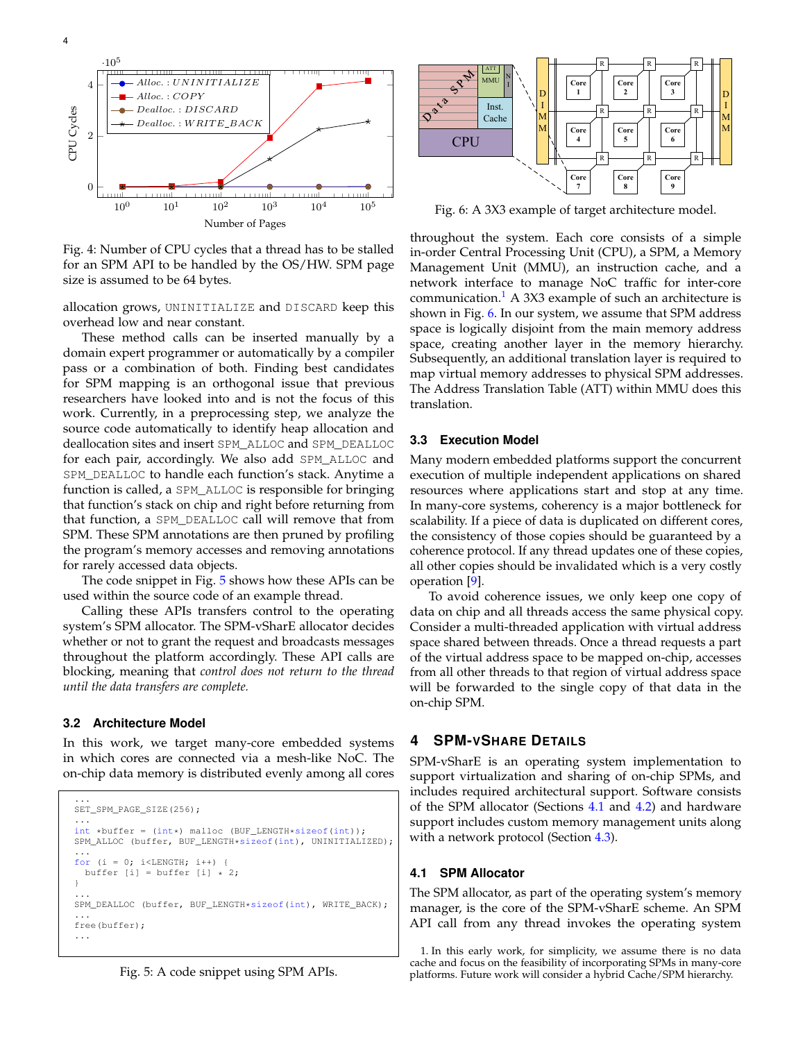Fig. 4: Number of CPU cycles that a thread has to be stalled for an SPM API to be handled by the OS/HW. SPM page size is assumed to be 64 bytes.

allocation grows, UNINITIALIZE and DISCARD keep this overhead low and near constant.

These method calls can be inserted manually by a domain expert programmer or automatically by a compiler pass or a combination of both. Finding best candidates for SPM mapping is an orthogonal issue that previous researchers have looked into and is not the focus of this work. Currently, in a preprocessing step, we analyze the source code automatically to identify heap allocation and deallocation sites and insert SPM_ALLOC and SPM_DEALLOC for each pair, accordingly. We also add SPM_ALLOC and SPM_DEALLOC to handle each function's stack. Anytime a function is called, a SPM_ALLOC is responsible for bringing that function's stack on chip and right before returning from that function, a SPM_DEALLOC call will remove that from SPM. These SPM annotations are then pruned by profiling the program's memory accesses and removing annotations for rarely accessed data objects.

The code snippet in Fig. 5 shows how these APIs can be used within the source code of an example thread.

Calling these APIs transfers control to the operating system's SPM allocator. The SPM-vShare allocator decides whether or not to grant the request and broadcasts messages throughout the platform accordingly. These API calls are blocking, meaning that *control does not return to the thread until the data transfers are complete.*

### 3.2 Architecture Model

In this work, we target many-core embedded systems in which cores are connected via a mesh-like NoC. The on-chip data memory is distributed evenly among all cores throughout the system. Each core consists of a simple in-order Central Processing Unit (CPU), a SPM, a Memory Management Unit (MMU), an instruction cache, and a network interface to manage NoC traffic for inter-core communication.[1] A 3X3 example of such an architecture is shown in Fig. 6. In our system, we assume that SPM address space is logically disjoint from the main memory address space, creating another layer in the memory hierarchy. Subsequently, an additional translation layer is required to map virtual memory addresses to physical SPM addresses. The Address Translation Table (ATT) within MMU does this translation.

```
...
SET_SPM_PAGE_SIZE(256);
...
int *buffer = (int*) malloc (BUF_LENGTH*sizeof(int));
SPM_ALLOC (buffer, BUF_LENGTH*sizeof(int), UNINITIALIZED);
...
for (i = 0; i<LENGTH; i++) {
  buffer [i] = buffer [i] * 2;
}
...
SPM_DEALLOC (buffer, BUF_LENGTH*sizeof(int), WRITE_BACK);
...
free(buffer);
...
```

Fig. 5: A code snippet using SPM APIs.

Fig. 6: A 3X3 example of target architecture model.

### 3.3 Execution Model

Many modern embedded platforms support the concurrent execution of multiple independent applications on shared resources where applications start and stop at any time. In many-core systems, coherency is a major bottleneck for scalability. If a piece of data is duplicated on different cores, the consistency of those copies should be guaranteed by a coherence protocol. If any thread updates one of these copies, all other copies should be invalidated which is a very costly operation [9].

To avoid coherence issues, we only keep one copy of data on chip and all threads access the same physical copy. Consider a multi-threaded application with virtual address space shared between threads. Once a thread requests a part of the virtual address space to be mapped on-chip, accesses from all other threads to that region of virtual address space will be forwarded to the single copy of that data in the on-chip SPM.

## 4 SPM-vShare Details

SPM-vSharE is an operating system implementation to support virtualization and sharing of on-chip SPMs, and includes required architectural support. Software consists of the SPM allocator (Sections 4.1 and 4.2) and hardware support includes custom memory management units along with a network protocol (Section 4.3).

### 4.1 SPM Allocator

The SPM allocator, as part of the operating system's memory manager, is the core of the SPM-vSharE scheme. An SPM API call from any thread invokes the operating system

1. In this early work, for simplicity, we assume there is no data cache and focus on the feasibility of incorporating SPMs in many-core platforms. Future work will consider a hybrid Cache/SPM hierarchy.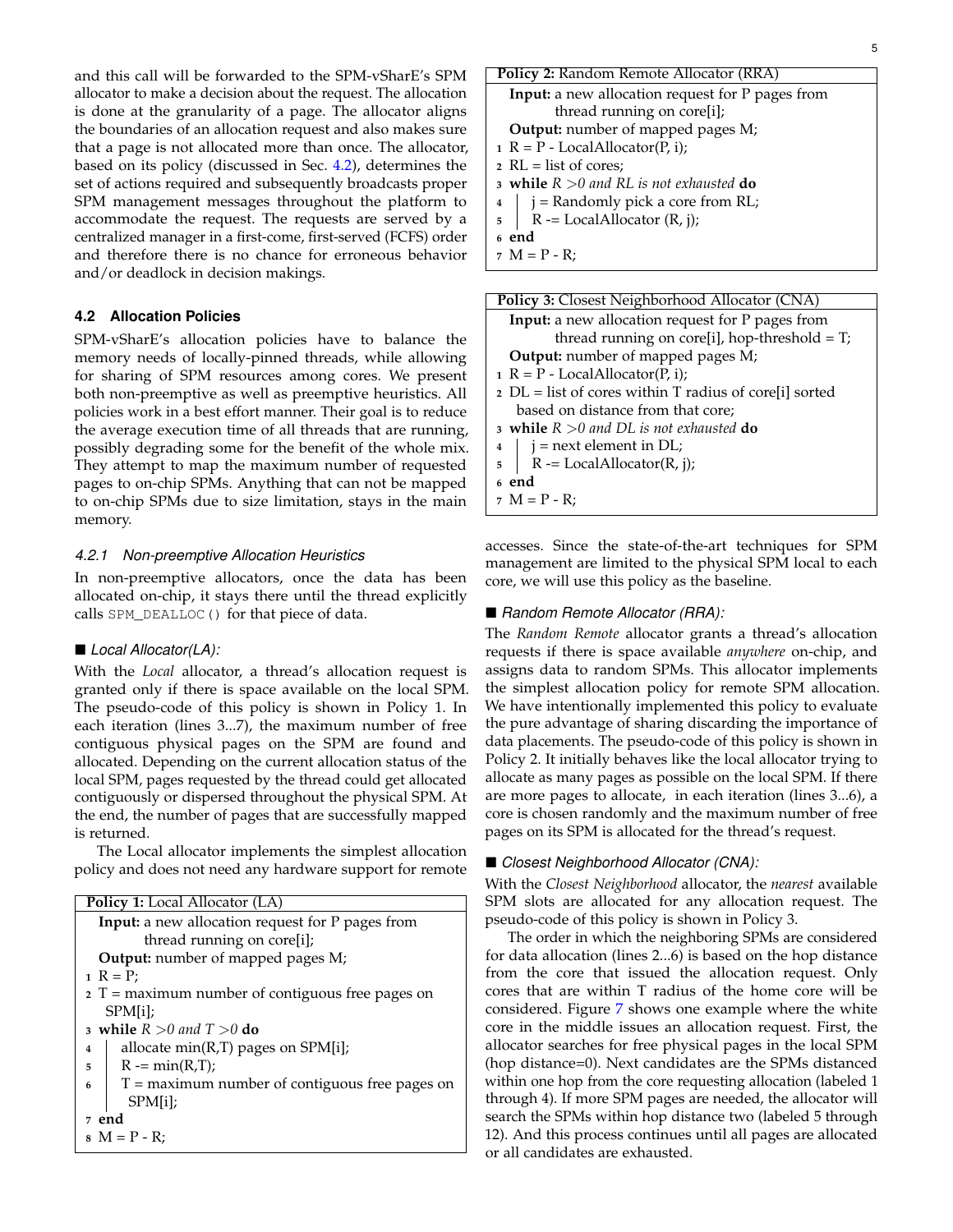and this call will be forwarded to the SPM-vSharE's SPM allocator to make a decision about the request. The allocation is done at the granularity of a page. The allocator aligns the boundaries of an allocation request and also makes sure that a page is not allocated more than once. The allocator, based on its policy (discussed in Sec. 4.2), determines the set of actions required and subsequently broadcasts proper SPM management messages throughout the platform to accommodate the request. The requests are served by a centralized manager in a first-come, first-served (FCFS) order and therefore there is no chance for erroneous behavior and/or deadlock in decision makings.

### 4.2 Allocation Policies

SPM-vSharE's allocation policies have to balance the memory needs of locally-pinned threads, while allowing for sharing of SPM resources among cores. We present both non-preemptive as well as preemptive heuristics. All policies work in a best effort manner. Their goal is to reduce the average execution time of all threads that are running, possibly degrading some for the benefit of the whole mix. They attempt to map the maximum number of requested pages to on-chip SPMs. Anything that can not be mapped to on-chip SPMs due to size limitation, stays in the main memory.

#### *4.2.1 Non-preemptive Allocation Heuristics*

In non-preemptive allocators, once the data has been allocated on-chip, it stays there until the thread explicitly calls `SPM_DEALLOC()` for that piece of data.

■ *Local Allocator(LA):*

With the *Local* allocator, a thread's allocation request is granted only if there is space available on the local SPM. The pseudo-code of this policy is shown in Policy 1. In each iteration (lines 3...7), the maximum number of free contiguous physical pages on the SPM are found and allocated. Depending on the current allocation status of the local SPM, pages requested by the thread could get allocated contiguously or dispersed throughout the physical SPM. At the end, the number of pages that are successfully mapped is returned.

The Local allocator implements the simplest allocation policy and does not need any hardware support for remote accesses. Since the state-of-the-art techniques for SPM management are limited to the physical SPM local to each core, we will use this policy as the baseline.

**Policy 1:** Local Allocator (LA)

**Input:** a new allocation request for P pages from thread running on core[i];
**Output:** number of mapped pages M;

```
1 R = P;
2 T = maximum number of contiguous free pages on
    SPM[i];
3 while R >0 and T >0 do
4     allocate min(R,T) pages on SPM[i];
5     R -= min(R,T);
6     T = maximum number of contiguous free pages on
        SPM[i];
7 end
8 M = P - R;
```

**Policy 2:** Random Remote Allocator (RRA)

**Input:** a new allocation request for P pages from thread running on core[i];
**Output:** number of mapped pages M;

```
1 R = P - LocalAllocator(P, i);
2 RL = list of cores;
3 while R >0 and RL is not exhausted do
4     j = Randomly pick a core from RL;
5     R -= LocalAllocator (R, j);
6 end
7 M = P - R;
```

**Policy 3:** Closest Neighborhood Allocator (CNA)

**Input:** a new allocation request for P pages from thread running on core[i], hop-threshold = T;
**Output:** number of mapped pages M;

```
1 R = P - LocalAllocator(P, i);
2 DL = list of cores within T radius of core[i] sorted
    based on distance from that core;
3 while R >0 and DL is not exhausted do
4     j = next element in DL;
5     R -= LocalAllocator(R, j);
6 end
7 M = P - R;
```

■ *Random Remote Allocator (RRA):*

The *Random Remote* allocator grants a thread's allocation requests if there is space available *anywhere* on-chip, and assigns data to random SPMs. This allocator implements the simplest allocation policy for remote SPM allocation. We have intentionally implemented this policy to evaluate the pure advantage of sharing discarding the importance of data placements. The pseudo-code of this policy is shown in Policy 2. It initially behaves like the local allocator trying to allocate as many pages as possible on the local SPM. If there are more pages to allocate, in each iteration (lines 3...6), a core is chosen randomly and the maximum number of free pages on its SPM is allocated for the thread's request.

■ *Closest Neighborhood Allocator (CNA):*

With the *Closest Neighborhood* allocator, the *nearest* available SPM slots are allocated for any allocation request. The pseudo-code of this policy is shown in Policy 3.

The order in which the neighboring SPMs are considered for data allocation (lines 2...6) is based on the hop distance from the core that issued the allocation request. Only cores that are within T radius of the home core will be considered. Figure 7 shows one example where the white core in the middle issues an allocation request. First, the allocator searches for free physical pages in the local SPM (hop distance=0). Next candidates are the SPMs distanced within one hop from the core requesting allocation (labeled 1 through 4). If more SPM pages are needed, the allocator will search the SPMs within hop distance two (labeled 5 through 12). And this process continues until all pages are allocated or all candidates are exhausted.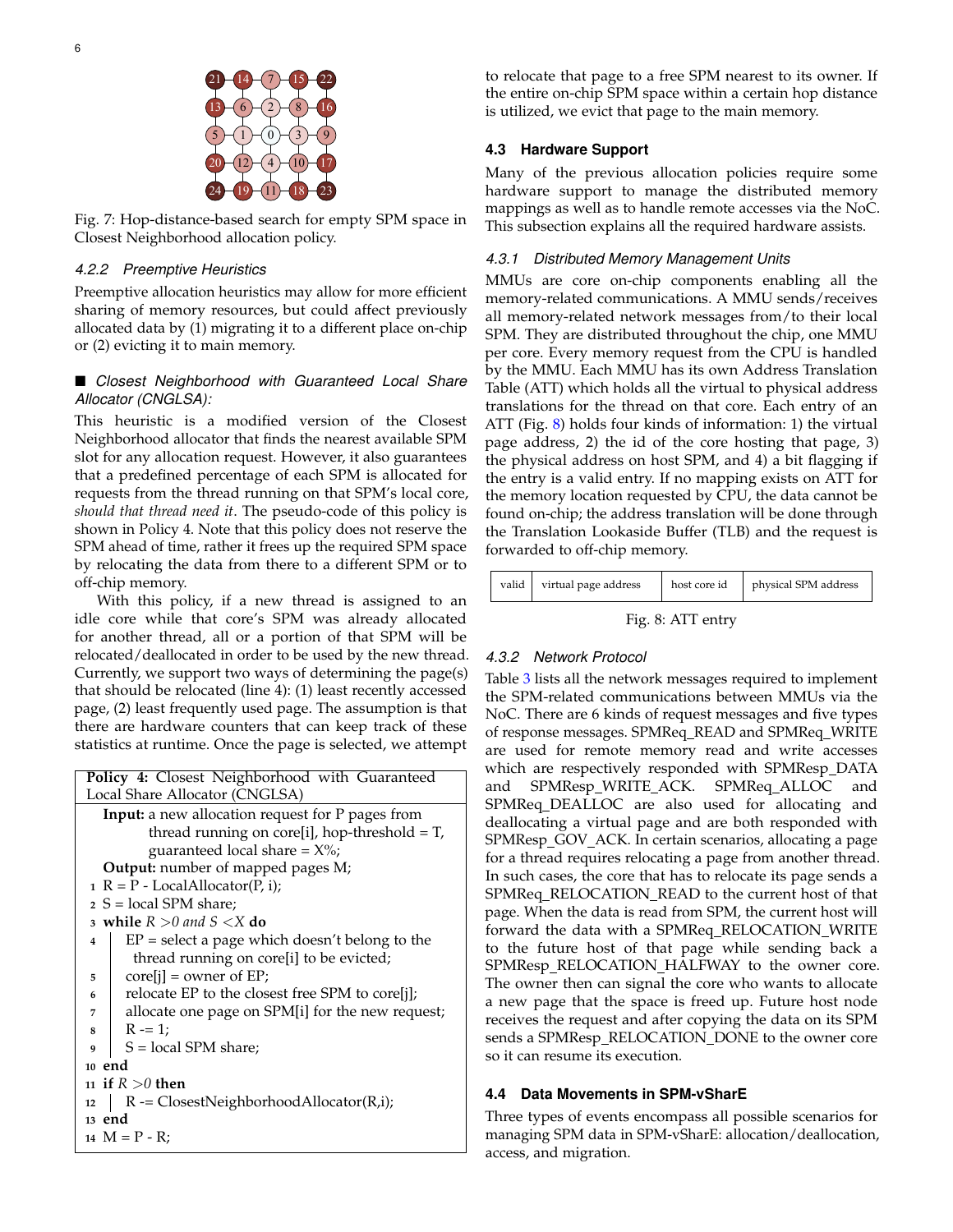Fig. 7: Hop-distance-based search for empty SPM space in Closest Neighborhood allocation policy.

#### 4.2.2 Preemptive Heuristics

Preemptive allocation heuristics may allow for more efficient sharing of memory resources, but could affect previously allocated data by (1) migrating it to a different place on-chip or (2) evicting it to main memory.

■ *Closest Neighborhood with Guaranteed Local Share Allocator (CNGLSA):*

This heuristic is a modified version of the Closest Neighborhood allocator that finds the nearest available SPM slot for any allocation request. However, it also guarantees that a predefined percentage of each SPM is allocated for requests from the thread running on that SPM's local core, *should that thread need it*. The pseudo-code of this policy is shown in Policy 4. Note that this policy does not reserve the SPM ahead of time, rather it frees up the required SPM space by relocating the data from there to a different SPM or to off-chip memory.

With this policy, if a new thread is assigned to an idle core while that core's SPM was already allocated for another thread, all or a portion of that SPM will be relocated/deallocated in order to be used by the new thread. Currently, we support two ways of determining the page(s) that should be relocated (line 4): (1) least recently accessed page, (2) least frequently used page. The assumption is that there are hardware counters that can keep track of these statistics at runtime. Once the page is selected, we attempt to relocate that page to a free SPM nearest to its owner. If the entire on-chip SPM space within a certain hop distance is utilized, we evict that page to the main memory.

**Policy 4:** Closest Neighborhood with Guaranteed Local Share Allocator (CNGLSA)

```
Input: a new allocation request for P pages from
       thread running on core[i], hop-threshold = T,
       guaranteed local share = X%;
Output: number of mapped pages M;
1  R = P - LocalAllocator(P, i);
2  S = local SPM share;
3  while R > 0 and S < X do
4  |  EP = select a page which doesn't belong to the
   |    thread running on core[i] to be evicted;
5  |  core[j] = owner of EP;
6  |  relocate EP to the closest free SPM to core[j];
7  |  allocate one page on SPM[i] for the new request;
8  |  R -= 1;
9  |  S = local SPM share;
10 end
11 if R > 0 then
12 |  R -= ClosestNeighborhoodAllocator(R,i);
13 end
14 M = P - R;
```

### 4.3 Hardware Support

Many of the previous allocation policies require some hardware support to manage the distributed memory mappings as well as to handle remote accesses via the NoC. This subsection explains all the required hardware assists.

#### 4.3.1 Distributed Memory Management Units

MMUs are core on-chip components enabling all the memory-related communications. A MMU sends/receives all memory-related network messages from/to their local SPM. They are distributed throughout the chip, one MMU per core. Every memory request from the CPU is handled by the MMU. Each MMU has its own Address Translation Table (ATT) which holds all the virtual to physical address translations for the thread on that core. Each entry of an ATT (Fig. 8) holds four kinds of information: 1) the virtual page address, 2) the id of the core hosting that page, 3) the physical address on host SPM, and 4) a bit flagging if the entry is a valid entry. If no mapping exists on ATT for the memory location requested by CPU, the data cannot be found on-chip; the address translation will be done through the Translation Lookaside Buffer (TLB) and the request is forwarded to off-chip memory.

| valid | virtual page address | host core id | physical SPM address |
|---|---|---|---|

Fig. 8: ATT entry

#### 4.3.2 Network Protocol

Table 3 lists all the network messages required to implement the SPM-related communications between MMUs via the NoC. There are 6 kinds of request messages and five types of response messages. SPMReq_READ and SPMReq_WRITE are used for remote memory read and write accesses which are respectively responded with SPMResp_DATA and SPMResp_WRITE_ACK. SPMReq_ALLOC and SPMReq_DEALLOC are also used for allocating and deallocating a virtual page and are both responded with SPMResp_GOV_ACK. In certain scenarios, allocating a page for a thread requires relocating a page from another thread. In such cases, the core that has to relocate its page sends a SPMReq_RELOCATION_READ to the current host of that page. When the data is read from SPM, the current host will forward the data with a SPMReq_RELOCATION_WRITE to the future host of that page while sending back a SPMResp_RELOCATION_HALFWAY to the owner core. The owner then can signal the core who wants to allocate a new page that the space is freed up. Future host node receives the request and after copying the data on its SPM sends a SPMResp_RELOCATION_DONE to the owner core so it can resume its execution.

### 4.4 Data Movements in SPM-vSharE

Three types of events encompass all possible scenarios for managing SPM data in SPM-vSharE: allocation/deallocation, access, and migration.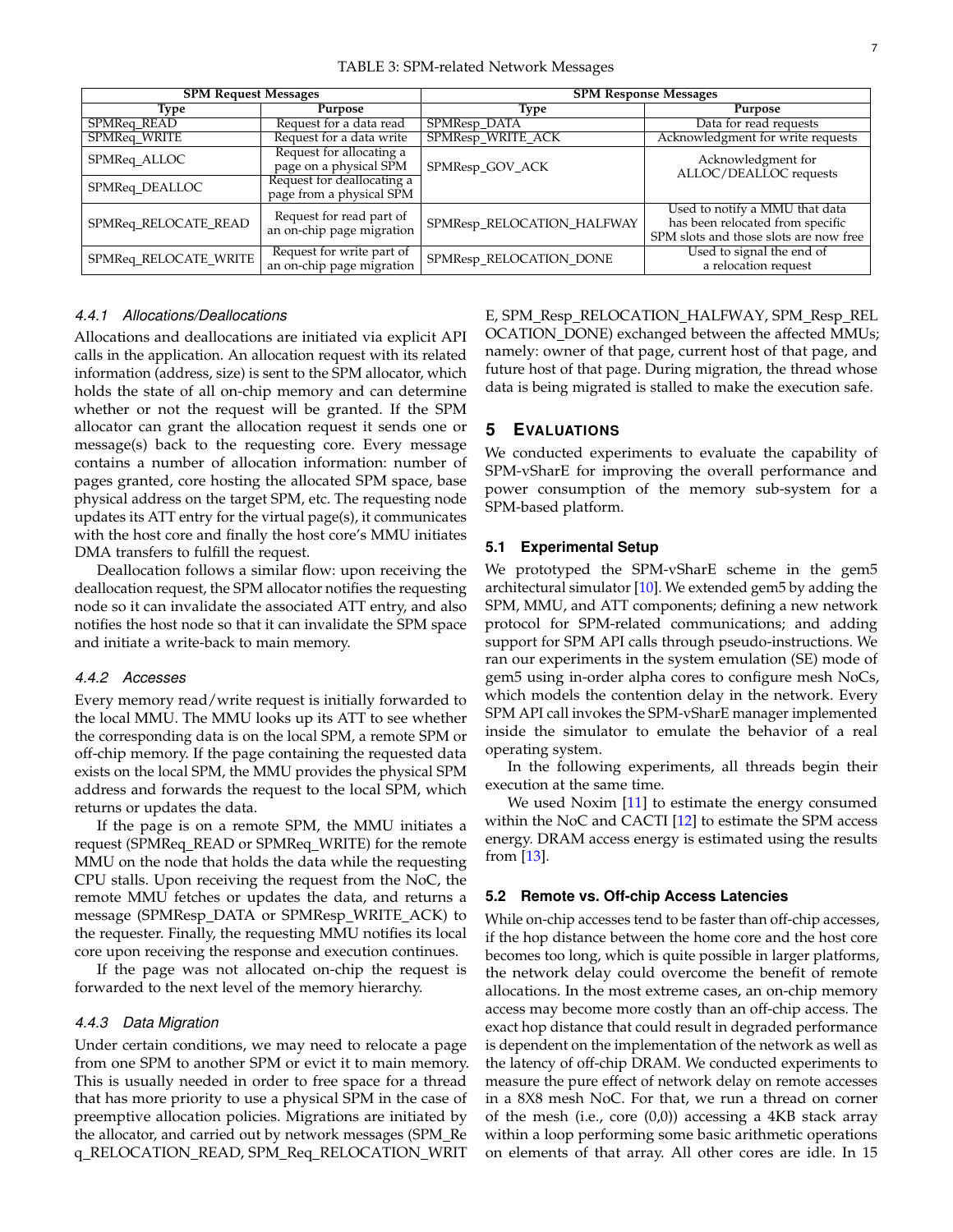TABLE 3: SPM-related Network Messages

| SPM Request Messages | | SPM Response Messages | |
|---|---|---|---|
| **Type** | **Purpose** | **Type** | **Purpose** |
| SPMReq_READ | Request for a data read | SPMResp_DATA | Data for read requests |
| SPMReq_WRITE | Request for a data write | SPMResp_WRITE_ACK | Acknowledgment for write requests |
| SPMReq_ALLOC | Request for allocating a page on a physical SPM | SPMResp_GOV_ACK | Acknowledgment for ALLOC/DEALLOC requests |
| SPMReq_DEALLOC | Request for deallocating a page from a physical SPM | | |
| SPMReq_RELOCATE_READ | Request for read part of an on-chip page migration | SPMResp_RELOCATION_HALFWAY | Used to notify a MMU that data has been relocated from specific SPM slots and those slots are now free |
| SPMReq_RELOCATE_WRITE | Request for write part of an on-chip page migration | SPMResp_RELOCATION_DONE | Used to signal the end of a relocation request |

#### 4.4.1 Allocations/Deallocations

Allocations and deallocations are initiated via explicit API calls in the application. An allocation request with its related information (address, size) is sent to the SPM allocator, which holds the state of all on-chip memory and can determine whether or not the request will be granted. If the SPM allocator can grant the allocation request it sends one or message(s) back to the requesting core. Every message contains a number of allocation information: number of pages granted, core hosting the allocated SPM space, base physical address on the target SPM, etc. The requesting node updates its ATT entry for the virtual page(s), it communicates with the host core and finally the host core's MMU initiates DMA transfers to fulfill the request.

Deallocation follows a similar flow: upon receiving the deallocation request, the SPM allocator notifies the requesting node so it can invalidate the associated ATT entry, and also notifies the host node so that it can invalidate the SPM space and initiate a write-back to main memory.

#### 4.4.2 Accesses

Every memory read/write request is initially forwarded to the local MMU. The MMU looks up its ATT to see whether the corresponding data is on the local SPM, a remote SPM or off-chip memory. If the page containing the requested data exists on the local SPM, the MMU provides the physical SPM address and forwards the request to the local SPM, which returns or updates the data.

If the page is on a remote SPM, the MMU initiates a request (SPMReq_READ or SPMReq_WRITE) for the remote MMU on the node that holds the data while the requesting CPU stalls. Upon receiving the request from the NoC, the remote MMU fetches or updates the data, and returns a message (SPMResp_DATA or SPMResp_WRITE_ACK) to the requester. Finally, the requesting MMU notifies its local core upon receiving the response and execution continues.

If the page was not allocated on-chip the request is forwarded to the next level of the memory hierarchy.

#### 4.4.3 Data Migration

Under certain conditions, we may need to relocate a page from one SPM to another SPM or evict it to main memory. This is usually needed in order to free space for a thread that has more priority to use a physical SPM in the case of preemptive allocation policies. Migrations are initiated by the allocator, and carried out by network messages (SPM_Req_RELOCATION_READ, SPM_Req_RELOCATION_WRITE, SPM_Resp_RELOCATION_HALFWAY, SPM_Resp_RELOCATION_DONE) exchanged between the affected MMUs; namely: owner of that page, current host of that page, and future host of that page. During migration, the thread whose data is being migrated is stalled to make the execution safe.

## 5 Evaluations

We conducted experiments to evaluate the capability of SPM-vSharE for improving the overall performance and power consumption of the memory sub-system for a SPM-based platform.

### 5.1 Experimental Setup

We prototyped the SPM-vSharE scheme in the gem5 architectural simulator [10]. We extended gem5 by adding the SPM, MMU, and ATT components; defining a new network protocol for SPM-related communications; and adding support for SPM API calls through pseudo-instructions. We ran our experiments in the system emulation (SE) mode of gem5 using in-order alpha cores to configure mesh NoCs, which models the contention delay in the network. Every SPM API call invokes the SPM-vSharE manager implemented inside the simulator to emulate the behavior of a real operating system.

In the following experiments, all threads begin their execution at the same time.

We used Noxim [11] to estimate the energy consumed within the NoC and CACTI [12] to estimate the SPM access energy. DRAM access energy is estimated using the results from [13].

### 5.2 Remote vs. Off-chip Access Latencies

While on-chip accesses tend to be faster than off-chip accesses, if the hop distance between the home core and the host core becomes too long, which is quite possible in larger platforms, the network delay could overcome the benefit of remote allocations. In the most extreme cases, an on-chip memory access may become more costly than an off-chip access. The exact hop distance that could result in degraded performance is dependent on the implementation of the network as well as the latency of off-chip DRAM. We conducted experiments to measure the pure effect of network delay on remote accesses in a 8X8 mesh NoC. For that, we run a thread on corner of the mesh (i.e., core (0,0)) accessing a 4KB stack array within a loop performing some basic arithmetic operations on elements of that array. All other cores are idle. In 15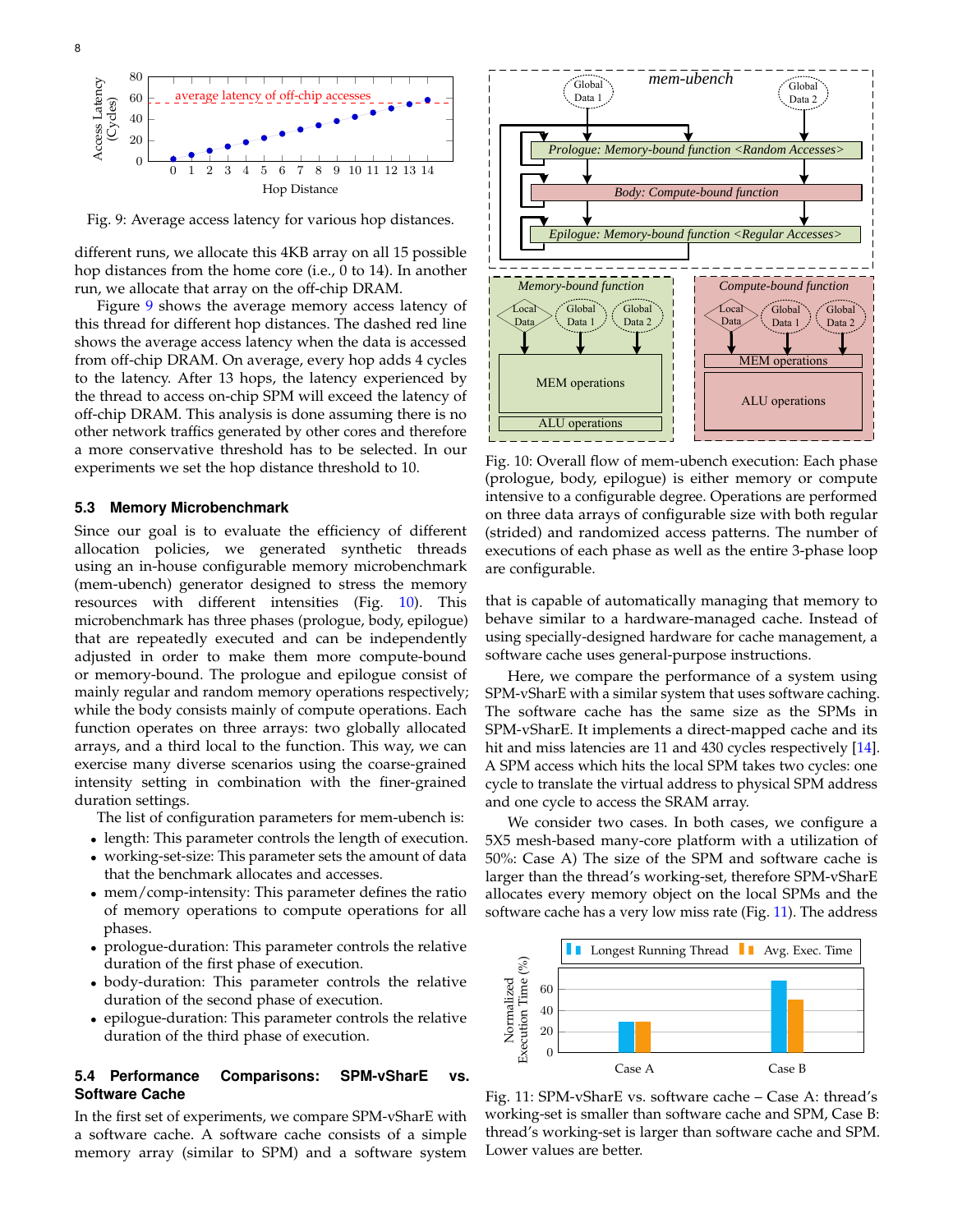Fig. 9: Average access latency for various hop distances.

different runs, we allocate this 4KB array on all 15 possible hop distances from the home core (i.e., 0 to 14). In another run, we allocate that array on the off-chip DRAM.

Figure 9 shows the average memory access latency of this thread for different hop distances. The dashed red line shows the average access latency when the data is accessed from off-chip DRAM. On average, every hop adds 4 cycles to the latency. After 13 hops, the latency experienced by the thread to access on-chip SPM will exceed the latency of off-chip DRAM. This analysis is done assuming there is no other network traffics generated by other cores and therefore a more conservative threshold has to be selected. In our experiments we set the hop distance threshold to 10.

### 5.3 Memory Microbenchmark

Since our goal is to evaluate the efficiency of different allocation policies, we generated synthetic threads using an in-house configurable memory microbenchmark (mem-ubench) generator designed to stress the memory resources with different intensities (Fig. 10). This microbenchmark has three phases (prologue, body, epilogue) that are repeatedly executed and can be independently adjusted in order to make them more compute-bound or memory-bound. The prologue and epilogue consist of mainly regular and random memory operations respectively; while the body consists mainly of compute operations. Each function operates on three arrays: two globally allocated arrays, and a third local to the function. This way, we can exercise many diverse scenarios using the coarse-grained intensity setting in combination with the finer-grained duration settings.

The list of configuration parameters for mem-ubench is:

- length: This parameter controls the length of execution.
- working-set-size: This parameter sets the amount of data that the benchmark allocates and accesses.
- mem/comp-intensity: This parameter defines the ratio of memory operations to compute operations for all phases.
- prologue-duration: This parameter controls the relative duration of the first phase of execution.
- body-duration: This parameter controls the relative duration of the second phase of execution.
- epilogue-duration: This parameter controls the relative duration of the third phase of execution.

### 5.4 Performance Comparisons: SPM-vSharE vs. Software Cache

In the first set of experiments, we compare SPM-vSharE with a software cache. A software cache consists of a simple memory array (similar to SPM) and a software system that is capable of automatically managing that memory to behave similar to a hardware-managed cache. Instead of using specially-designed hardware for cache management, a software cache uses general-purpose instructions.

Fig. 10: Overall flow of mem-ubench execution: Each phase (prologue, body, epilogue) is either memory or compute intensive to a configurable degree. Operations are performed on three data arrays of configurable size with both regular (strided) and randomized access patterns. The number of executions of each phase as well as the entire 3-phase loop are configurable.

Here, we compare the performance of a system using SPM-vSharE with a similar system that uses software caching. The software cache has the same size as the SPMs in SPM-vSharE. It implements a direct-mapped cache and its hit and miss latencies are 11 and 430 cycles respectively [14]. A SPM access which hits the local SPM takes two cycles: one cycle to translate the virtual address to physical SPM address and one cycle to access the SRAM array.

We consider two cases. In both cases, we configure a 5X5 mesh-based many-core platform with a utilization of 50%: Case A) The size of the SPM and software cache is larger than the thread's working-set, therefore SPM-vSharE allocates every memory object on the local SPMs and the software cache has a very low miss rate (Fig. 11). The address

Fig. 11: SPM-vSharE vs. software cache – Case A: thread's working-set is smaller than software cache and SPM, Case B: thread's working-set is larger than software cache and SPM. Lower values are better.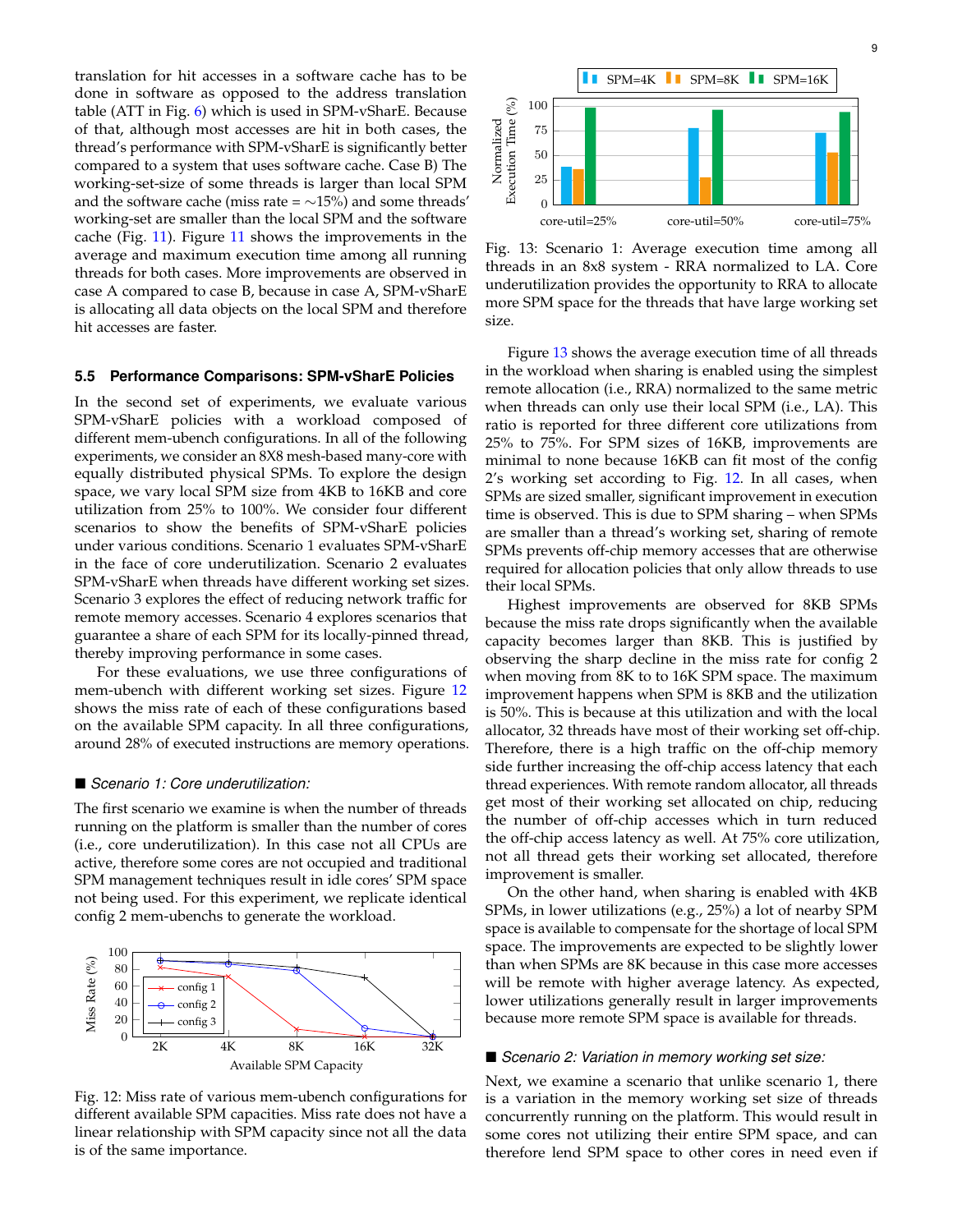translation for hit accesses in a software cache has to be done in software as opposed to the address translation table (ATT in Fig. 6) which is used in SPM-vSharE. Because of that, although most accesses are hit in both cases, the thread's performance with SPM-vSharE is significantly better compared to a system that uses software cache. Case B) The working-set-size of some threads is larger than local SPM and the software cache (miss rate = ∼15%) and some threads' working-set are smaller than the local SPM and the software cache (Fig. 11). Figure 11 shows the improvements in the average and maximum execution time among all running threads for both cases. More improvements are observed in case A compared to case B, because in case A, SPM-vSharE is allocating all data objects on the local SPM and therefore hit accesses are faster.

### 5.5 Performance Comparisons: SPM-vSharE Policies

In the second set of experiments, we evaluate various SPM-vSharE policies with a workload composed of different mem-ubench configurations. In all of the following experiments, we consider an 8X8 mesh-based many-core with equally distributed physical SPMs. To explore the design space, we vary local SPM size from 4KB to 16KB and core utilization from 25% to 100%. We consider four different scenarios to show the benefits of SPM-vSharE policies under various conditions. Scenario 1 evaluates SPM-vSharE in the face of core underutilization. Scenario 2 evaluates SPM-vSharE when threads have different working set sizes. Scenario 3 explores the effect of reducing network traffic for remote memory accesses. Scenario 4 explores scenarios that guarantee a share of each SPM for its locally-pinned thread, thereby improving performance in some cases.

For these evaluations, we use three configurations of mem-ubench with different working set sizes. Figure 12 shows the miss rate of each of these configurations based on the available SPM capacity. In all three configurations, around 28% of executed instructions are memory operations.

■ *Scenario 1: Core underutilization:*

The first scenario we examine is when the number of threads running on the platform is smaller than the number of cores (i.e., core underutilization). In this case not all CPUs are active, therefore some cores are not occupied and traditional SPM management techniques result in idle cores' SPM space not being used. For this experiment, we replicate identical config 2 mem-ubenchs to generate the workload.

Fig. 12: Miss rate of various mem-ubench configurations for different available SPM capacities. Miss rate does not have a linear relationship with SPM capacity since not all the data is of the same importance.

Fig. 13: Scenario 1: Average execution time among all threads in an 8x8 system - RRA normalized to LA. Core underutilization provides the opportunity to RRA to allocate more SPM space for the threads that have large working set size.

Figure 13 shows the average execution time of all threads in the workload when sharing is enabled using the simplest remote allocation (i.e., RRA) normalized to the same metric when threads can only use their local SPM (i.e., LA). This ratio is reported for three different core utilizations from 25% to 75%. For SPM sizes of 16KB, improvements are minimal to none because 16KB can fit most of the config 2's working set according to Fig. 12. In all cases, when SPMs are sized smaller, significant improvement in execution time is observed. This is due to SPM sharing – when SPMs are smaller than a thread's working set, sharing of remote SPMs prevents off-chip memory accesses that are otherwise required for allocation policies that only allow threads to use their local SPMs.

Highest improvements are observed for 8KB SPMs because the miss rate drops significantly when the available capacity becomes larger than 8KB. This is justified by observing the sharp decline in the miss rate for config 2 when moving from 8K to to 16K SPM space. The maximum improvement happens when SPM is 8KB and the utilization is 50%. This is because at this utilization and with the local allocator, 32 threads have most of their working set off-chip. Therefore, there is a high traffic on the off-chip memory side further increasing the off-chip access latency that each thread experiences. With remote random allocator, all threads get most of their working set allocated on chip, reducing the number of off-chip accesses which in turn reduced the off-chip access latency as well. At 75% core utilization, not all thread gets their working set allocated, therefore improvement is smaller.

On the other hand, when sharing is enabled with 4KB SPMs, in lower utilizations (e.g., 25%) a lot of nearby SPM space is available to compensate for the shortage of local SPM space. The improvements are expected to be slightly lower than when SPMs are 8K because in this case more accesses will be remote with higher average latency. As expected, lower utilizations generally result in larger improvements because more remote SPM space is available for threads.

■ *Scenario 2: Variation in memory working set size:*

Next, we examine a scenario that unlike scenario 1, there is a variation in the memory working set size of threads concurrently running on the platform. This would result in some cores not utilizing their entire SPM space, and can therefore lend SPM space to other cores in need even if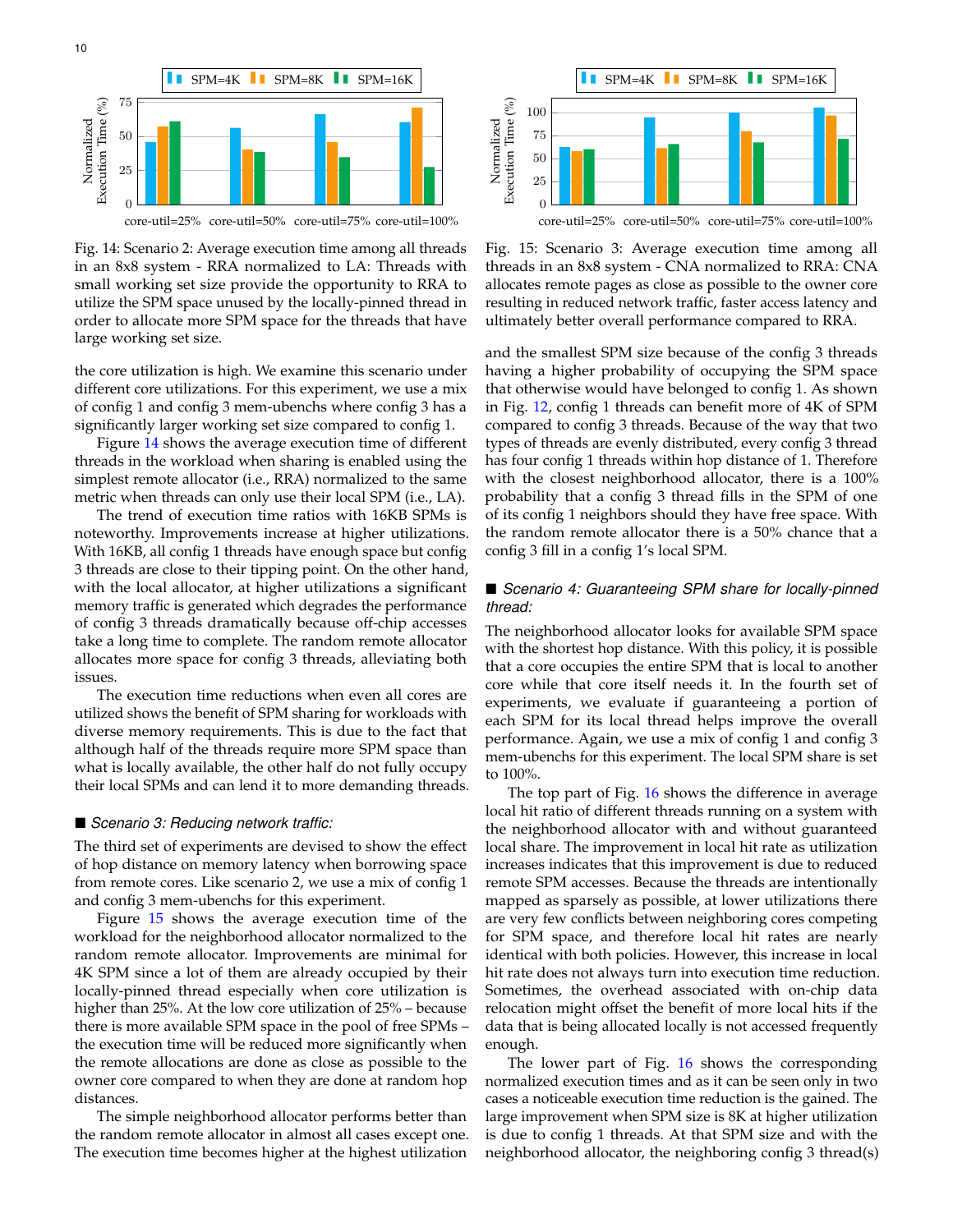Fig. 14: Scenario 2: Average execution time among all threads in an 8x8 system - RRA normalized to LA: Threads with small working set size provide the opportunity to RRA to utilize the SPM space unused by the locally-pinned thread in order to allocate more SPM space for the threads that have large working set size.

the core utilization is high. We examine this scenario under different core utilizations. For this experiment, we use a mix of config 1 and config 3 mem-ubenchs where config 3 has a significantly larger working set size compared to config 1.

Figure 14 shows the average execution time of different threads in the workload when sharing is enabled using the simplest remote allocator (i.e., RRA) normalized to the same metric when threads can only use their local SPM (i.e., LA).

The trend of execution time ratios with 16KB SPMs is noteworthy. Improvements increase at higher utilizations. With 16KB, all config 1 threads have enough space but config 3 threads are close to their tipping point. On the other hand, with the local allocator, at higher utilizations a significant memory traffic is generated which degrades the performance of config 3 threads dramatically because off-chip accesses take a long time to complete. The random remote allocator allocates more space for config 3 threads, alleviating both issues.

The execution time reductions when even all cores are utilized shows the benefit of SPM sharing for workloads with diverse memory requirements. This is due to the fact that although half of the threads require more SPM space than what is locally available, the other half do not fully occupy their local SPMs and can lend it to more demanding threads.

■ *Scenario 3: Reducing network traffic:*

The third set of experiments are devised to show the effect of hop distance on memory latency when borrowing space from remote cores. Like scenario 2, we use a mix of config 1 and config 3 mem-ubenchs for this experiment.

Figure 15 shows the average execution time of the workload for the neighborhood allocator normalized to the random remote allocator. Improvements are minimal for 4K SPM since a lot of them are already occupied by their locally-pinned thread especially when core utilization is higher than 25%. At the low core utilization of 25% – because there is more available SPM space in the pool of free SPMs – the execution time will be reduced more significantly when the remote allocations are done as close as possible to the owner core compared to when they are done at random hop distances.

The simple neighborhood allocator performs better than the random remote allocator in almost all cases except one. The execution time becomes higher at the highest utilization

Fig. 15: Scenario 3: Average execution time among all threads in an 8x8 system - CNA normalized to RRA: CNA allocates remote pages as close as possible to the owner core resulting in reduced network traffic, faster access latency and ultimately better overall performance compared to RRA.

and the smallest SPM size because of the config 3 threads having a higher probability of occupying the SPM space that otherwise would have belonged to config 1. As shown in Fig. 12, config 1 threads can benefit more of 4K of SPM compared to config 3 threads. Because of the way that two types of threads are evenly distributed, every config 3 thread has four config 1 threads within hop distance of 1. Therefore with the closest neighborhood allocator, there is a 100% probability that a config 3 thread fills in the SPM of one of its config 1 neighbors should they have free space. With the random remote allocator there is a 50% chance that a config 3 fill in a config 1's local SPM.

■ *Scenario 4: Guaranteeing SPM share for locally-pinned thread:*

The neighborhood allocator looks for available SPM space with the shortest hop distance. With this policy, it is possible that a core occupies the entire SPM that is local to another core while that core itself needs it. In the fourth set of experiments, we evaluate if guaranteeing a portion of each SPM for its local thread helps improve the overall performance. Again, we use a mix of config 1 and config 3 mem-ubenchs for this experiment. The local SPM share is set to 100%.

The top part of Fig. 16 shows the difference in average local hit ratio of different threads running on a system with the neighborhood allocator with and without guaranteed local share. The improvement in local hit rate as utilization increases indicates that this improvement is due to reduced remote SPM accesses. Because the threads are intentionally mapped as sparsely as possible, at lower utilizations there are very few conflicts between neighboring cores competing for SPM space, and therefore local hit rates are nearly identical with both policies. However, this increase in local hit rate does not always turn into execution time reduction. Sometimes, the overhead associated with on-chip data relocation might offset the benefit of more local hits if the data that is being allocated locally is not accessed frequently enough.

The lower part of Fig. 16 shows the corresponding normalized execution times and as it can be seen only in two cases a noticeable execution time reduction is the gained. The large improvement when SPM size is 8K at higher utilization is due to config 1 threads. At that SPM size and with the neighborhood allocator, the neighboring config 3 thread(s)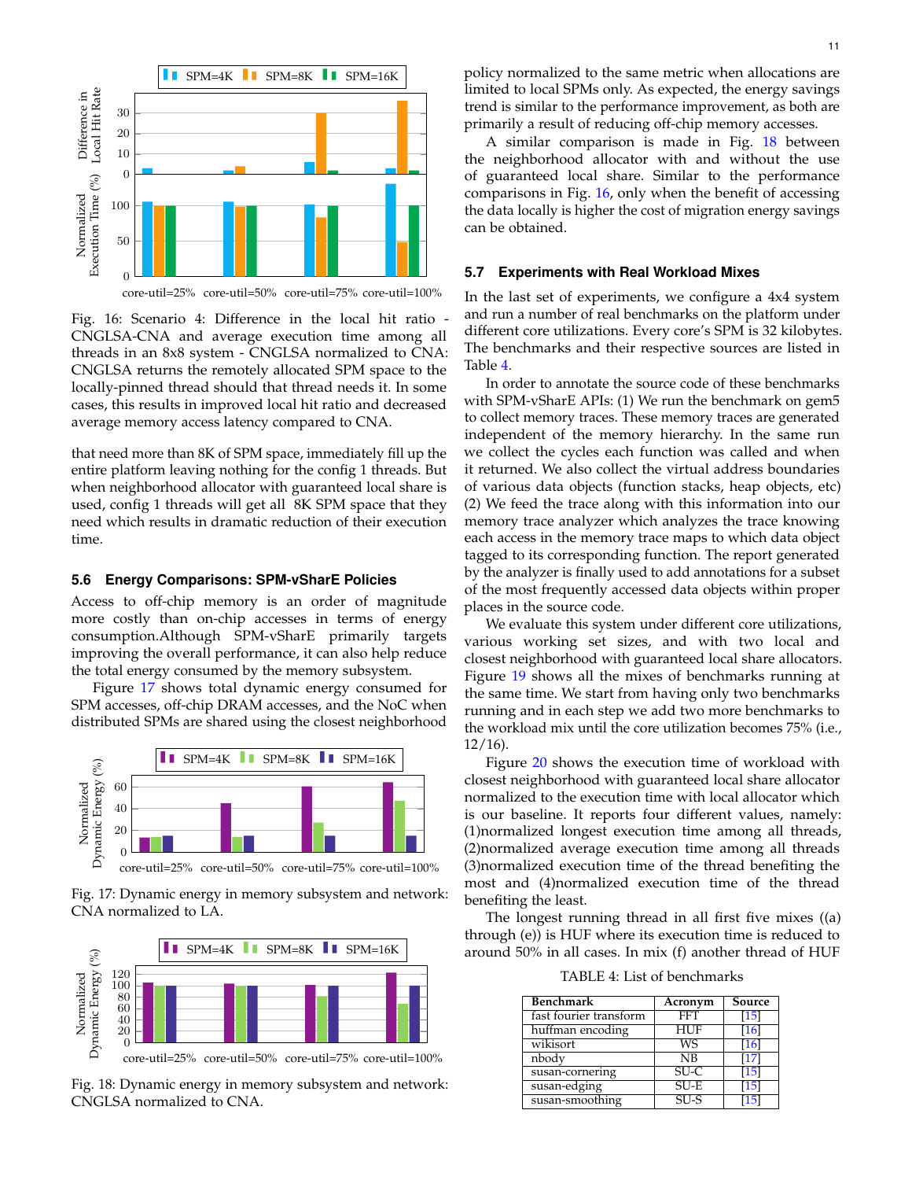Fig. 16: Scenario 4: Difference in the local hit ratio - CNGLSA-CNA and average execution time among all threads in an 8x8 system - CNGLSA normalized to CNA: CNGLSA returns the remotely allocated SPM space to the locally-pinned thread should that thread needs it. In some cases, this results in improved local hit ratio and decreased average memory access latency compared to CNA.

that need more than 8K of SPM space, immediately fill up the entire platform leaving nothing for the config 1 threads. But when neighborhood allocator with guaranteed local share is used, config 1 threads will get all 8K SPM space that they need which results in dramatic reduction of their execution time.

### 5.6 Energy Comparisons: SPM-vSharE Policies

Access to off-chip memory is an order of magnitude more costly than on-chip accesses in terms of energy consumption.Although SPM-vSharE primarily targets improving the overall performance, it can also help reduce the total energy consumed by the memory subsystem.

Figure 17 shows total dynamic energy consumed for SPM accesses, off-chip DRAM accesses, and the NoC when distributed SPMs are shared using the closest neighborhood policy normalized to the same metric when allocations are limited to local SPMs only. As expected, the energy savings trend is similar to the performance improvement, as both are primarily a result of reducing off-chip memory accesses.

Fig. 17: Dynamic energy in memory subsystem and network: CNA normalized to LA.

Fig. 18: Dynamic energy in memory subsystem and network: CNGLSA normalized to CNA.

A similar comparison is made in Fig. 18 between the neighborhood allocator with and without the use of guaranteed local share. Similar to the performance comparisons in Fig. 16, only when the benefit of accessing the data locally is higher the cost of migration energy savings can be obtained.

### 5.7 Experiments with Real Workload Mixes

In the last set of experiments, we configure a 4x4 system and run a number of real benchmarks on the platform under different core utilizations. Every core's SPM is 32 kilobytes. The benchmarks and their respective sources are listed in Table 4.

In order to annotate the source code of these benchmarks with SPM-vSharE APIs: (1) We run the benchmark on gem5 to collect memory traces. These memory traces are generated independent of the memory hierarchy. In the same run we collect the cycles each function was called and when it returned. We also collect the virtual address boundaries of various data objects (function stacks, heap objects, etc) (2) We feed the trace along with this information into our memory trace analyzer which analyzes the trace knowing each access in the memory trace maps to which data object tagged to its corresponding function. The report generated by the analyzer is finally used to add annotations for a subset of the most frequently accessed data objects within proper places in the source code.

We evaluate this system under different core utilizations, various working set sizes, and with two local and closest neighborhood with guaranteed local share allocators. Figure 19 shows all the mixes of benchmarks running at the same time. We start from having only two benchmarks running and in each step we add two more benchmarks to the workload mix until the core utilization becomes 75% (i.e., 12/16).

Figure 20 shows the execution time of workload with closest neighborhood with guaranteed local share allocator normalized to the execution time with local allocator which is our baseline. It reports four different values, namely: (1)normalized longest execution time among all threads, (2)normalized average execution time among all threads (3)normalized execution time of the thread benefiting the most and (4)normalized execution time of the thread benefiting the least.

The longest running thread in all first five mixes ((a) through (e)) is HUF where its execution time is reduced to around 50% in all cases. In mix (f) another thread of HUF

TABLE 4: List of benchmarks

| Benchmark | Acronym | Source |
|---|---|---|
| fast fourier transform | FFT | [15] |
| huffman encoding | HUF | [16] |
| wikisort | WS | [16] |
| nbody | NB | [17] |
| susan-cornering | SU-C | [15] |
| susan-edging | SU-E | [15] |
| susan-smoothing | SU-S | [15] |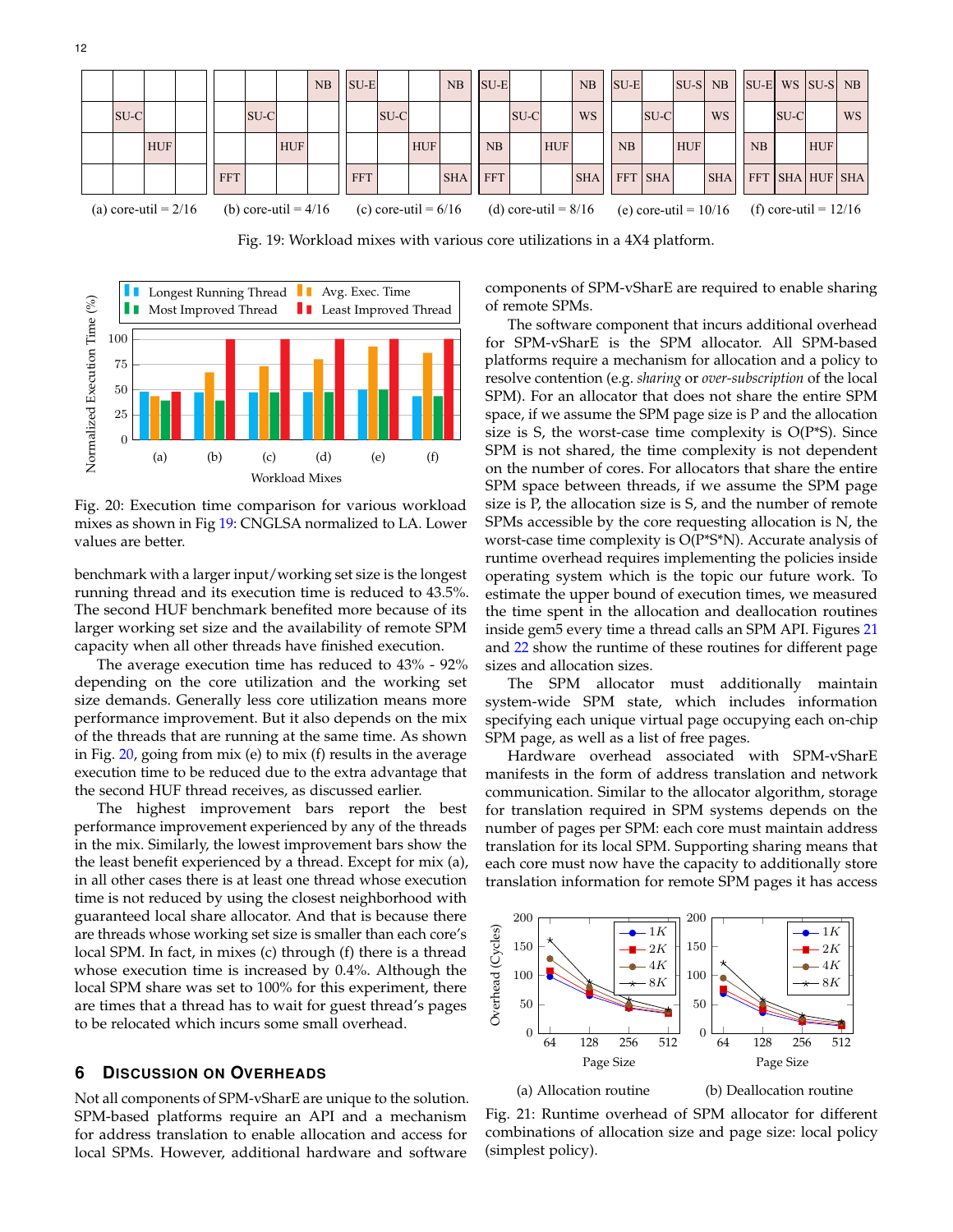| | | | |
|---|---|---|---|
| | | | |
| | SU-C | | |
| | | HUF | |
| | | | |

(a) core-util = 2/16

| | | | |
|---|---|---|---|
| | | | NB |
| | SU-C | | |
| | | HUF | |
| FFT | | | |

(b) core-util = 4/16

| | | | |
|---|---|---|---|
| SU-E | | | NB |
| | SU-C | | |
| | | HUF | |
| FFT | | | SHA |

(c) core-util = 6/16

| | | | |
|---|---|---|---|
| SU-E | | | NB |
| | SU-C | | WS |
| NB | | HUF | |
| FFT | | | SHA |

(d) core-util = 8/16

| | | | |
|---|---|---|---|
| SU-E | | SU-S | NB |
| | SU-C | | WS |
| NB | | HUF | |
| FFT | SHA | | SHA |

(e) core-util = 10/16

| | | | |
|---|---|---|---|
| SU-E | WS | SU-S | NB |
| | SU-C | | WS |
| NB | | HUF | |
| FFT | SHA | HUF | SHA |

(f) core-util = 12/16

Fig. 19: Workload mixes with various core utilizations in a 4X4 platform.

Fig. 20: Execution time comparison for various workload mixes as shown in Fig 19: CNGLSA normalized to LA. Lower values are better.

benchmark with a larger input/working set size is the longest running thread and its execution time is reduced to 43.5%. The second HUF benchmark benefited more because of its larger working set size and the availability of remote SPM capacity when all other threads have finished execution.

The average execution time has reduced to 43% - 92% depending on the core utilization and the working set size demands. Generally less core utilization means more performance improvement. But it also depends on the mix of the threads that are running at the same time. As shown in Fig. 20, going from mix (e) to mix (f) results in the average execution time to be reduced due to the extra advantage that the second HUF thread receives, as discussed earlier.

The highest improvement bars report the best performance improvement experienced by any of the threads in the mix. Similarly, the lowest improvement bars show the the least benefit experienced by a thread. Except for mix (a), in all other cases there is at least one thread whose execution time is not reduced by using the closest neighborhood with guaranteed local share allocator. And that is because there are threads whose working set size is smaller than each core's local SPM. In fact, in mixes (c) through (f) there is a thread whose execution time is increased by 0.4%. Although the local SPM share was set to 100% for this experiment, there are times that a thread has to wait for guest thread's pages to be relocated which incurs some small overhead.

## 6 Discussion on Overheads

Not all components of SPM-vSharE are unique to the solution. SPM-based platforms require an API and a mechanism for address translation to enable allocation and access for local SPMs. However, additional hardware and software components of SPM-vSharE are required to enable sharing of remote SPMs.

The software component that incurs additional overhead for SPM-vSharE is the SPM allocator. All SPM-based platforms require a mechanism for allocation and a policy to resolve contention (e.g. *sharing* or *over-subscription* of the local SPM). For an allocator that does not share the entire SPM space, if we assume the SPM page size is P and the allocation size is S, the worst-case time complexity is O(P*S). Since SPM is not shared, the time complexity is not dependent on the number of cores. For allocators that share the entire SPM space between threads, if we assume the SPM page size is P, the allocation size is S, and the number of remote SPMs accessible by the core requesting allocation is N, the worst-case time complexity is O(P*S*N). Accurate analysis of runtime overhead requires implementing the policies inside operating system which is the topic our future work. To estimate the upper bound of execution times, we measured the time spent in the allocation and deallocation routines inside gem5 every time a thread calls an SPM API. Figures 21 and 22 show the runtime of these routines for different page sizes and allocation sizes.

The SPM allocator must additionally maintain system-wide SPM state, which includes information specifying each unique virtual page occupying each on-chip SPM page, as well as a list of free pages.

Hardware overhead associated with SPM-vSharE manifests in the form of address translation and network communication. Similar to the allocator algorithm, storage for translation required in SPM systems depends on the number of pages per SPM: each core must maintain address translation for its local SPM. Supporting sharing means that each core must now have the capacity to additionally store translation information for remote SPM pages it has access

(a) Allocation routine (b) Deallocation routine

Fig. 21: Runtime overhead of SPM allocator for different combinations of allocation size and page size: local policy (simplest policy).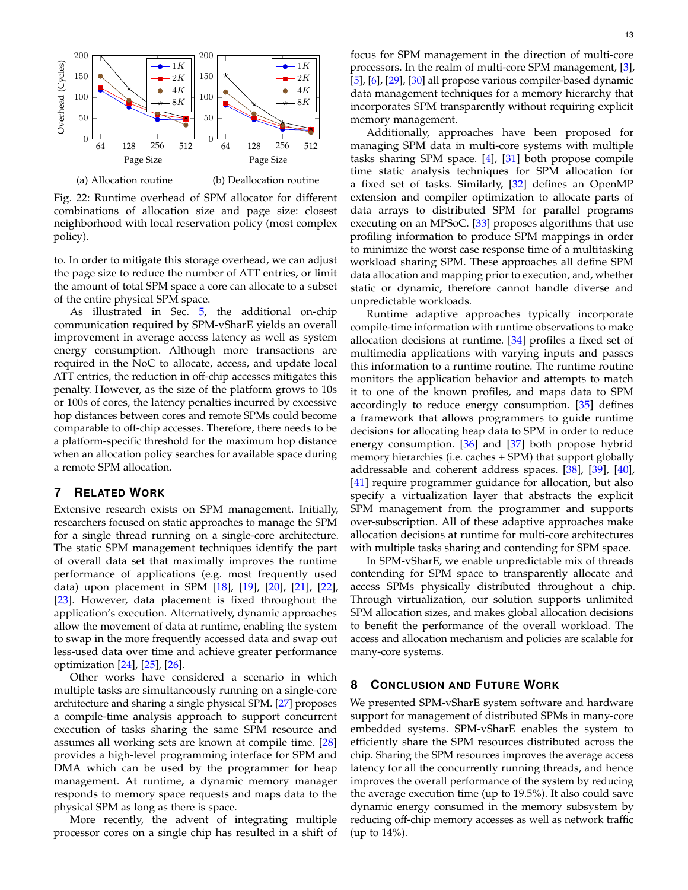Fig. 22: Runtime overhead of SPM allocator for different combinations of allocation size and page size: closest neighborhood with local reservation policy (most complex policy).

(a) Allocation routine

(b) Deallocation routine

to. In order to mitigate this storage overhead, we can adjust the page size to reduce the number of ATT entries, or limit the amount of total SPM space a core can allocate to a subset of the entire physical SPM space.

As illustrated in Sec. 5, the additional on-chip communication required by SPM-vSharE yields an overall improvement in average access latency as well as system energy consumption. Although more transactions are required in the NoC to allocate, access, and update local ATT entries, the reduction in off-chip accesses mitigates this penalty. However, as the size of the platform grows to 10s or 100s of cores, the latency penalties incurred by excessive hop distances between cores and remote SPMs could become comparable to off-chip accesses. Therefore, there needs to be a platform-specific threshold for the maximum hop distance when an allocation policy searches for available space during a remote SPM allocation.

## 7 Related Work

Extensive research exists on SPM management. Initially, researchers focused on static approaches to manage the SPM for a single thread running on a single-core architecture. The static SPM management techniques identify the part of overall data set that maximally improves the runtime performance of applications (e.g. most frequently used data) upon placement in SPM [18], [19], [20], [21], [22], [23]. However, data placement is fixed throughout the application's execution. Alternatively, dynamic approaches allow the movement of data at runtime, enabling the system to swap in the more frequently accessed data and swap out less-used data over time and achieve greater performance optimization [24], [25], [26].

Other works have considered a scenario in which multiple tasks are simultaneously running on a single-core architecture and sharing a single physical SPM. [27] proposes a compile-time analysis approach to support concurrent execution of tasks sharing the same SPM resource and assumes all working sets are known at compile time. [28] provides a high-level programming interface for SPM and DMA which can be used by the programmer for heap management. At runtime, a dynamic memory manager responds to memory space requests and maps data to the physical SPM as long as there is space.

More recently, the advent of integrating multiple processor cores on a single chip has resulted in a shift of focus for SPM management in the direction of multi-core processors. In the realm of multi-core SPM management, [3], [5], [6], [29], [30] all propose various compiler-based dynamic data management techniques for a memory hierarchy that incorporates SPM transparently without requiring explicit memory management.

Additionally, approaches have been proposed for managing SPM data in multi-core systems with multiple tasks sharing SPM space. [4], [31] both propose compile time static analysis techniques for SPM allocation for a fixed set of tasks. Similarly, [32] defines an OpenMP extension and compiler optimization to allocate parts of data arrays to distributed SPM for parallel programs executing on an MPSoC. [33] proposes algorithms that use profiling information to produce SPM mappings in order to minimize the worst case response time of a multitasking workload sharing SPM. These approaches all define SPM data allocation and mapping prior to execution, and, whether static or dynamic, therefore cannot handle diverse and unpredictable workloads.

Runtime adaptive approaches typically incorporate compile-time information with runtime observations to make allocation decisions at runtime. [34] profiles a fixed set of multimedia applications with varying inputs and passes this information to a runtime routine. The runtime routine monitors the application behavior and attempts to match it to one of the known profiles, and maps data to SPM accordingly to reduce energy consumption. [35] defines a framework that allows programmers to guide runtime decisions for allocating heap data to SPM in order to reduce energy consumption. [36] and [37] both propose hybrid memory hierarchies (i.e. caches + SPM) that support globally addressable and coherent address spaces. [38], [39], [40], [41] require programmer guidance for allocation, but also specify a virtualization layer that abstracts the explicit SPM management from the programmer and supports over-subscription. All of these adaptive approaches make allocation decisions at runtime for multi-core architectures with multiple tasks sharing and contending for SPM space.

In SPM-vSharE, we enable unpredictable mix of threads contending for SPM space to transparently allocate and access SPMs physically distributed throughout a chip. Through virtualization, our solution supports unlimited SPM allocation sizes, and makes global allocation decisions to benefit the performance of the overall workload. The access and allocation mechanism and policies are scalable for many-core systems.

## 8 Conclusion and Future Work

We presented SPM-vSharE system software and hardware support for management of distributed SPMs in many-core embedded systems. SPM-vSharE enables the system to efficiently share the SPM resources distributed across the chip. Sharing the SPM resources improves the average access latency for all the concurrently running threads, and hence improves the overall performance of the system by reducing the average execution time (up to 19.5%). It also could save dynamic energy consumed in the memory subsystem by reducing off-chip memory accesses as well as network traffic (up to 14%).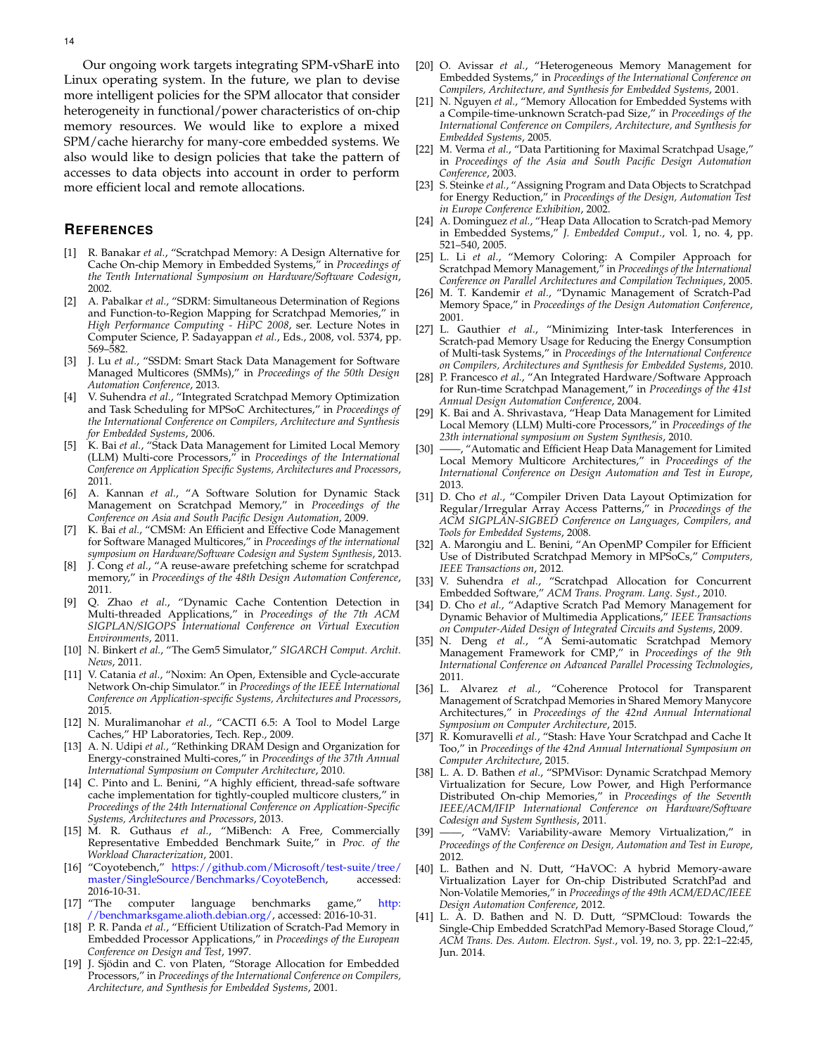Our ongoing work targets integrating SPM-vSharE into Linux operating system. In the future, we plan to devise more intelligent policies for the SPM allocator that consider heterogeneity in functional/power characteristics of on-chip memory resources. We would like to explore a mixed SPM/cache hierarchy for many-core embedded systems. We also would like to design policies that take the pattern of accesses to data objects into account in order to perform more efficient local and remote allocations.

## References

[1] R. Banakar *et al.*, "Scratchpad Memory: A Design Alternative for Cache On-chip Memory in Embedded Systems," in *Proceedings of the Tenth International Symposium on Hardware/Software Codesign*, 2002.

[2] A. Pabalkar *et al.*, "SDRM: Simultaneous Determination of Regions and Function-to-Region Mapping for Scratchpad Memories," in *High Performance Computing - HiPC 2008*, ser. Lecture Notes in Computer Science, P. Sadayappan *et al.*, Eds., 2008, vol. 5374, pp. 569–582.

[3] J. Lu *et al.*, "SSDM: Smart Stack Data Management for Software Managed Multicores (SMMs)," in *Proceedings of the 50th Design Automation Conference*, 2013.

[4] V. Suhendra *et al.*, "Integrated Scratchpad Memory Optimization and Task Scheduling for MPSoC Architectures," in *Proceedings of the International Conference on Compilers, Architecture and Synthesis for Embedded Systems*, 2006.

[5] K. Bai *et al.*, "Stack Data Management for Limited Local Memory (LLM) Multi-core Processors," in *Proceedings of the International Conference on Application Specific Systems, Architectures and Processors*, 2011.

[6] A. Kannan *et al.*, "A Software Solution for Dynamic Stack Management on Scratchpad Memory," in *Proceedings of the Conference on Asia and South Pacific Design Automation*, 2009.

[7] K. Bai *et al.*, "CMSM: An Efficient and Effective Code Management for Software Managed Multicores," in *Proceedings of the international symposium on Hardware/Software Codesign and System Synthesis*, 2013.

[8] J. Cong *et al.*, "A reuse-aware prefetching scheme for scratchpad memory," in *Proceedings of the 48th Design Automation Conference*, 2011.

[9] Q. Zhao *et al.*, "Dynamic Cache Contention Detection in Multi-threaded Applications," in *Proceedings of the 7th ACM SIGPLAN/SIGOPS International Conference on Virtual Execution Environments*, 2011.

[10] N. Binkert *et al.*, "The Gem5 Simulator," *SIGARCH Comput. Archit. News*, 2011.

[11] V. Catania *et al.*, "Noxim: An Open, Extensible and Cycle-accurate Network On-chip Simulator." in *Proceedings of the IEEE International Conference on Application-specific Systems, Architectures and Processors*, 2015.

[12] N. Muralimanohar *et al.*, "CACTI 6.5: A Tool to Model Large Caches," HP Laboratories, Tech. Rep., 2009.

[13] A. N. Udipi *et al.*, "Rethinking DRAM Design and Organization for Energy-constrained Multi-cores," in *Proceedings of the 37th Annual International Symposium on Computer Architecture*, 2010.

[14] C. Pinto and L. Benini, "A highly efficient, thread-safe software cache implementation for tightly-coupled multicore clusters," in *Proceedings of the 24th International Conference on Application-Specific Systems, Architectures and Processors*, 2013.

[15] M. R. Guthaus *et al.*, "MiBench: A Free, Commercially Representative Embedded Benchmark Suite," in *Proc. of the Workload Characterization*, 2001.

[16] "Coyotebench," https://github.com/Microsoft/test-suite/tree/master/SingleSource/Benchmarks/CoyoteBench, accessed: 2016-10-31.

[17] "The computer language benchmarks game," http://benchmarksgame.alioth.debian.org/, accessed: 2016-10-31.

[18] P. R. Panda *et al.*, "Efficient Utilization of Scratch-Pad Memory in Embedded Processor Applications," in *Proceedings of the European Conference on Design and Test*, 1997.

[19] J. Sjödin and C. von Platen, "Storage Allocation for Embedded Processors," in *Proceedings of the International Conference on Compilers, Architecture, and Synthesis for Embedded Systems*, 2001.

[20] O. Avissar *et al.*, "Heterogeneous Memory Management for Embedded Systems," in *Proceedings of the International Conference on Compilers, Architecture, and Synthesis for Embedded Systems*, 2001.

[21] N. Nguyen *et al.*, "Memory Allocation for Embedded Systems with a Compile-time-unknown Scratch-pad Size," in *Proceedings of the International Conference on Compilers, Architecture, and Synthesis for Embedded Systems*, 2005.

[22] M. Verma *et al.*, "Data Partitioning for Maximal Scratchpad Usage," in *Proceedings of the Asia and South Pacific Design Automation Conference*, 2003.

[23] S. Steinke *et al.*, "Assigning Program and Data Objects to Scratchpad for Energy Reduction," in *Proceedings of the Design, Automation Test in Europe Conference Exhibition*, 2002.

[24] A. Dominguez *et al.*, "Heap Data Allocation to Scratch-pad Memory in Embedded Systems," *J. Embedded Comput.*, vol. 1, no. 4, pp. 521–540, 2005.

[25] L. Li *et al.*, "Memory Coloring: A Compiler Approach for Scratchpad Memory Management," in *Proceedings of the International Conference on Parallel Architectures and Compilation Techniques*, 2005.

[26] M. T. Kandemir *et al.*, "Dynamic Management of Scratch-Pad Memory Space," in *Proceedings of the Design Automation Conference*, 2001.

[27] L. Gauthier *et al.*, "Minimizing Inter-task Interferences in Scratch-pad Memory Usage for Reducing the Energy Consumption of Multi-task Systems," in *Proceedings of the International Conference on Compilers, Architectures and Synthesis for Embedded Systems*, 2010.

[28] P. Francesco *et al.*, "An Integrated Hardware/Software Approach for Run-time Scratchpad Management," in *Proceedings of the 41st Annual Design Automation Conference*, 2004.

[29] K. Bai and A. Shrivastava, "Heap Data Management for Limited Local Memory (LLM) Multi-core Processors," in *Proceedings of the 23th international symposium on System Synthesis*, 2010.

[30] ——, "Automatic and Efficient Heap Data Management for Limited Local Memory Multicore Architectures," in *Proceedings of the International Conference on Design Automation and Test in Europe*, 2013.

[31] D. Cho *et al.*, "Compiler Driven Data Layout Optimization for Regular/Irregular Array Access Patterns," in *Proceedings of the ACM SIGPLAN-SIGBED Conference on Languages, Compilers, and Tools for Embedded Systems*, 2008.

[32] A. Marongiu and L. Benini, "An OpenMP Compiler for Efficient Use of Distributed Scratchpad Memory in MPSoCs," *Computers, IEEE Transactions on*, 2012.

[33] V. Suhendra *et al.*, "Scratchpad Allocation for Concurrent Embedded Software," *ACM Trans. Program. Lang. Syst.*, 2010.

[34] D. Cho *et al.*, "Adaptive Scratch Pad Memory Management for Dynamic Behavior of Multimedia Applications," *IEEE Transactions on Computer-Aided Design of Integrated Circuits and Systems*, 2009.

[35] N. Deng *et al.*, "A Semi-automatic Scratchpad Memory Management Framework for CMP," in *Proceedings of the 9th International Conference on Advanced Parallel Processing Technologies*, 2011.

[36] L. Alvarez *et al.*, "Coherence Protocol for Transparent Management of Scratchpad Memories in Shared Memory Manycore Architectures," in *Proceedings of the 42nd Annual International Symposium on Computer Architecture*, 2015.

[37] R. Komuravelli *et al.*, "Stash: Have Your Scratchpad and Cache It Too," in *Proceedings of the 42nd Annual International Symposium on Computer Architecture*, 2015.

[38] L. A. D. Bathen *et al.*, "SPMVisor: Dynamic Scratchpad Memory Virtualization for Secure, Low Power, and High Performance Distributed On-chip Memories," in *Proceedings of the Seventh IEEE/ACM/IFIP International Conference on Hardware/Software Codesign and System Synthesis*, 2011.

[39] ——, "VaMV: Variability-aware Memory Virtualization," in *Proceedings of the Conference on Design, Automation and Test in Europe*, 2012.

[40] L. Bathen and N. Dutt, "HaVOC: A hybrid Memory-aware Virtualization Layer for On-chip Distributed ScratchPad and Non-Volatile Memories," in *Proceedings of the 49th ACM/EDAC/IEEE Design Automation Conference*, 2012.

[41] L. A. D. Bathen and N. D. Dutt, "SPMCloud: Towards the Single-Chip Embedded ScratchPad Memory-Based Storage Cloud," *ACM Trans. Des. Autom. Electron. Syst.*, vol. 19, no. 3, pp. 22:1–22:45, Jun. 2014.